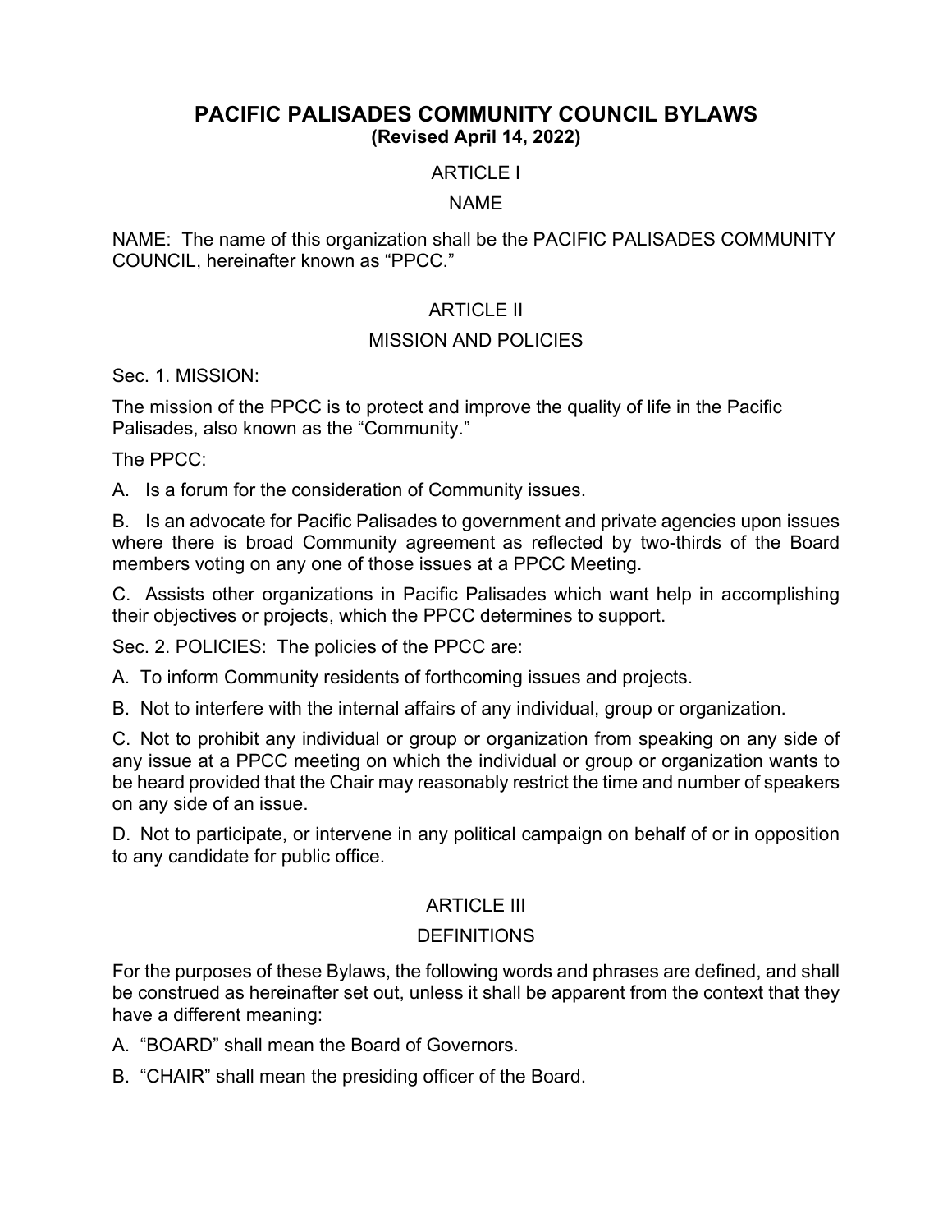# PACIFIC PALISADES COMMUNITY COUNCIL BYLAWS

**(Revised April 14, 2022)**

## ARTICLE I

## NAME

NAME: The name of this organization shall be the PACIFIC PALISADES COMMUNITY COUNCIL, hereinafter known as "PPCC."

## ARTICLE II

## MISSION AND POLICIES

Sec. 1. MISSION:

The mission of the PPCC is to protect and improve the quality of life in the Pacific Palisades, also known as the "Community."

The PPCC:

A. Is a forum for the consideration of Community issues.

B. Is an advocate for Pacific Palisades to government and private agencies upon issues where there is broad Community agreement as reflected by two-thirds of the Board members voting on any one of those issues at a PPCC Meeting.

C. Assists other organizations in Pacific Palisades which want help in accomplishing their objectives or projects, which the PPCC determines to support.

Sec. 2. POLICIES: The policies of the PPCC are:

A. To inform Community residents of forthcoming issues and projects.

B. Not to interfere with the internal affairs of any individual, group or organization.

C. Not to prohibit any individual or group or organization from speaking on any side of any issue at a PPCC meeting on which the individual or group or organization wants to be heard provided that the Chair may reasonably restrict the time and number of speakers on any side of an issue.

D. Not to participate, or intervene in any political campaign on behalf of or in opposition to any candidate for public office.

## ARTICLE III

## DEFINITIONS

For the purposes of these Bylaws, the following words and phrases are defined, and shall be construed as hereinafter set out, unless it shall be apparent from the context that they have a different meaning:

A. "BOARD" shall mean the Board of Governors.

B. "CHAIR" shall mean the presiding officer of the Board.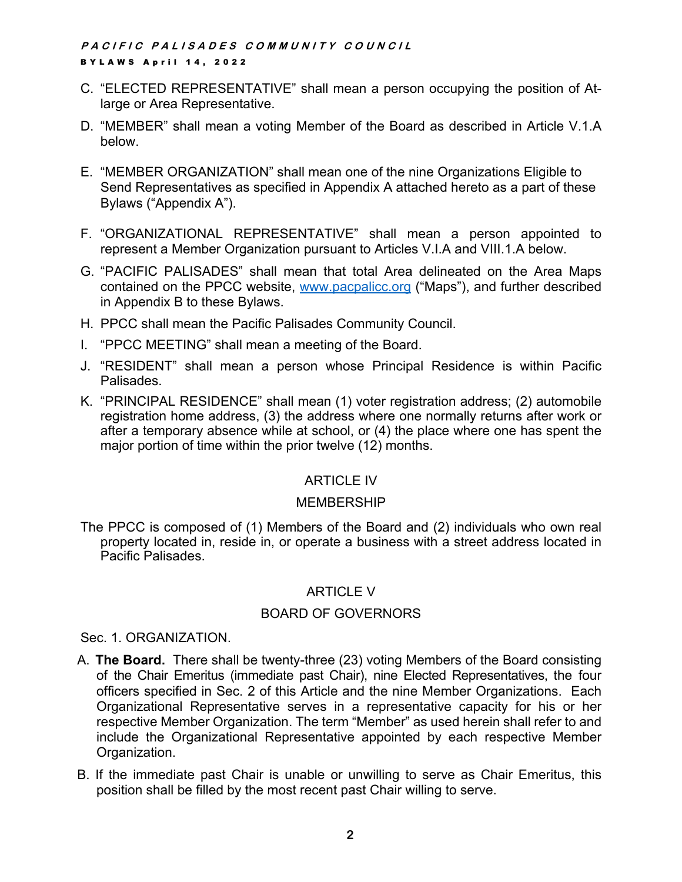C. “ELECTED REPRESENTATIVE” shall mean a person occupying the position of At-large or Area Representative.

D. “MEMBER” shall mean a voting Member of the Board as described in Article V.1.A below.

E. “MEMBER ORGANIZATION” shall mean one of the nine Organizations Eligible to Send Representatives as specified in Appendix A attached hereto as a part of these Bylaws (“Appendix A”).

F. “ORGANIZATIONAL REPRESENTATIVE” shall mean a person appointed to represent a Member Organization pursuant to Articles V.I.A and VIII.1.A below.

G. “PACIFIC PALISADES” shall mean that total Area delineated on the Area Maps contained on the PPCC website, [www.pacpalicc.org](http://www.pacpalicc.org) (“Maps”), and further described in Appendix B to these Bylaws.

H. PPCC shall mean the Pacific Palisades Community Council.

I. “PPCC MEETING” shall mean a meeting of the Board.

J. “RESIDENT” shall mean a person whose Principal Residence is within Pacific Palisades.

K. “PRINCIPAL RESIDENCE” shall mean (1) voter registration address; (2) automobile registration home address, (3) the address where one normally returns after work or after a temporary absence while at school, or (4) the place where one has spent the major portion of time within the prior twelve (12) months.

## ARTICLE IV

## MEMBERSHIP

The PPCC is composed of (1) Members of the Board and (2) individuals who own real property located in, reside in, or operate a business with a street address located in Pacific Palisades.

## ARTICLE V

## BOARD OF GOVERNORS

Sec. 1. ORGANIZATION.

A. **The Board.** There shall be twenty-three (23) voting Members of the Board consisting of the Chair Emeritus (immediate past Chair), nine Elected Representatives, the four officers specified in Sec. 2 of this Article and the nine Member Organizations. Each Organizational Representative serves in a representative capacity for his or her respective Member Organization. The term “Member” as used herein shall refer to and include the Organizational Representative appointed by each respective Member Organization.

B. If the immediate past Chair is unable or unwilling to serve as Chair Emeritus, this position shall be filled by the most recent past Chair willing to serve.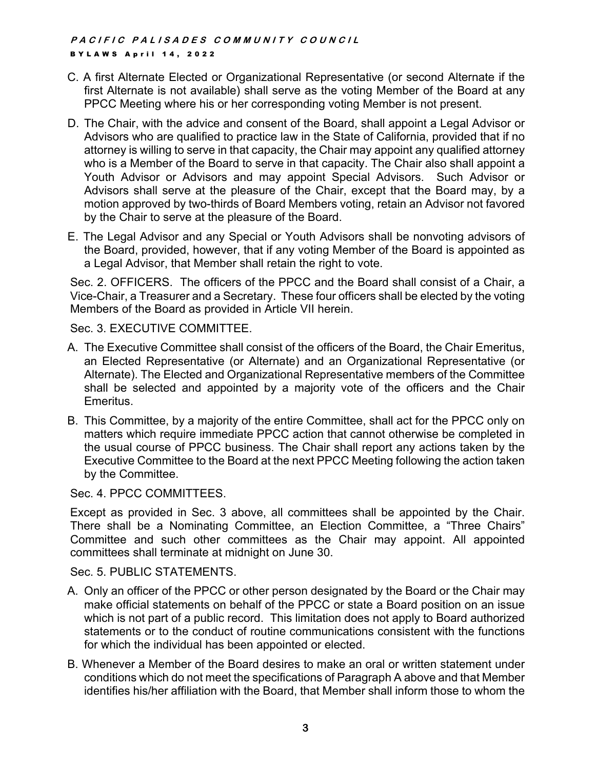C. A first Alternate Elected or Organizational Representative (or second Alternate if the first Alternate is not available) shall serve as the voting Member of the Board at any PPCC Meeting where his or her corresponding voting Member is not present.

D. The Chair, with the advice and consent of the Board, shall appoint a Legal Advisor or Advisors who are qualified to practice law in the State of California, provided that if no attorney is willing to serve in that capacity, the Chair may appoint any qualified attorney who is a Member of the Board to serve in that capacity. The Chair also shall appoint a Youth Advisor or Advisors and may appoint Special Advisors. Such Advisor or Advisors shall serve at the pleasure of the Chair, except that the Board may, by a motion approved by two-thirds of Board Members voting, retain an Advisor not favored by the Chair to serve at the pleasure of the Board.

E. The Legal Advisor and any Special or Youth Advisors shall be nonvoting advisors of the Board, provided, however, that if any voting Member of the Board is appointed as a Legal Advisor, that Member shall retain the right to vote.

Sec. 2. OFFICERS. The officers of the PPCC and the Board shall consist of a Chair, a Vice-Chair, a Treasurer and a Secretary. These four officers shall be elected by the voting Members of the Board as provided in Article VII herein.

Sec. 3. EXECUTIVE COMMITTEE.

A. The Executive Committee shall consist of the officers of the Board, the Chair Emeritus, an Elected Representative (or Alternate) and an Organizational Representative (or Alternate). The Elected and Organizational Representative members of the Committee shall be selected and appointed by a majority vote of the officers and the Chair Emeritus.

B. This Committee, by a majority of the entire Committee, shall act for the PPCC only on matters which require immediate PPCC action that cannot otherwise be completed in the usual course of PPCC business. The Chair shall report any actions taken by the Executive Committee to the Board at the next PPCC Meeting following the action taken by the Committee.

Sec. 4. PPCC COMMITTEES.

Except as provided in Sec. 3 above, all committees shall be appointed by the Chair. There shall be a Nominating Committee, an Election Committee, a "Three Chairs" Committee and such other committees as the Chair may appoint. All appointed committees shall terminate at midnight on June 30.

Sec. 5. PUBLIC STATEMENTS.

A. Only an officer of the PPCC or other person designated by the Board or the Chair may make official statements on behalf of the PPCC or state a Board position on an issue which is not part of a public record. This limitation does not apply to Board authorized statements or to the conduct of routine communications consistent with the functions for which the individual has been appointed or elected.

B. Whenever a Member of the Board desires to make an oral or written statement under conditions which do not meet the specifications of Paragraph A above and that Member identifies his/her affiliation with the Board, that Member shall inform those to whom the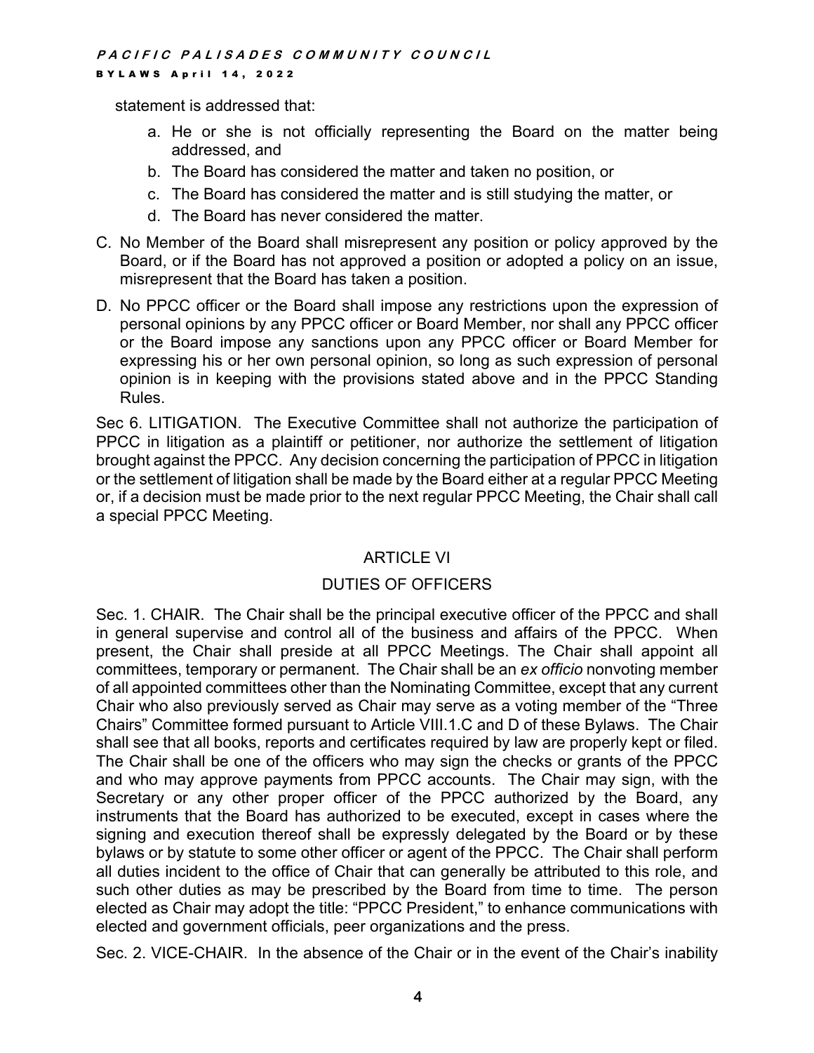statement is addressed that:

a. He or she is not officially representing the Board on the matter being addressed, and
b. The Board has considered the matter and taken no position, or
c. The Board has considered the matter and is still studying the matter, or
d. The Board has never considered the matter.

C. No Member of the Board shall misrepresent any position or policy approved by the Board, or if the Board has not approved a position or adopted a policy on an issue, misrepresent that the Board has taken a position.

D. No PPCC officer or the Board shall impose any restrictions upon the expression of personal opinions by any PPCC officer or Board Member, nor shall any PPCC officer or the Board impose any sanctions upon any PPCC officer or Board Member for expressing his or her own personal opinion, so long as such expression of personal opinion is in keeping with the provisions stated above and in the PPCC Standing Rules.

Sec 6. LITIGATION. The Executive Committee shall not authorize the participation of PPCC in litigation as a plaintiff or petitioner, nor authorize the settlement of litigation brought against the PPCC. Any decision concerning the participation of PPCC in litigation or the settlement of litigation shall be made by the Board either at a regular PPCC Meeting or, if a decision must be made prior to the next regular PPCC Meeting, the Chair shall call a special PPCC Meeting.

## ARTICLE VI

## DUTIES OF OFFICERS

Sec. 1. CHAIR. The Chair shall be the principal executive officer of the PPCC and shall in general supervise and control all of the business and affairs of the PPCC. When present, the Chair shall preside at all PPCC Meetings. The Chair shall appoint all committees, temporary or permanent. The Chair shall be an *ex officio* nonvoting member of all appointed committees other than the Nominating Committee, except that any current Chair who also previously served as Chair may serve as a voting member of the "Three Chairs" Committee formed pursuant to Article VIII.1.C and D of these Bylaws. The Chair shall see that all books, reports and certificates required by law are properly kept or filed. The Chair shall be one of the officers who may sign the checks or grants of the PPCC and who may approve payments from PPCC accounts. The Chair may sign, with the Secretary or any other proper officer of the PPCC authorized by the Board, any instruments that the Board has authorized to be executed, except in cases where the signing and execution thereof shall be expressly delegated by the Board or by these bylaws or by statute to some other officer or agent of the PPCC. The Chair shall perform all duties incident to the office of Chair that can generally be attributed to this role, and such other duties as may be prescribed by the Board from time to time. The person elected as Chair may adopt the title: "PPCC President," to enhance communications with elected and government officials, peer organizations and the press.

Sec. 2. VICE-CHAIR. In the absence of the Chair or in the event of the Chair's inability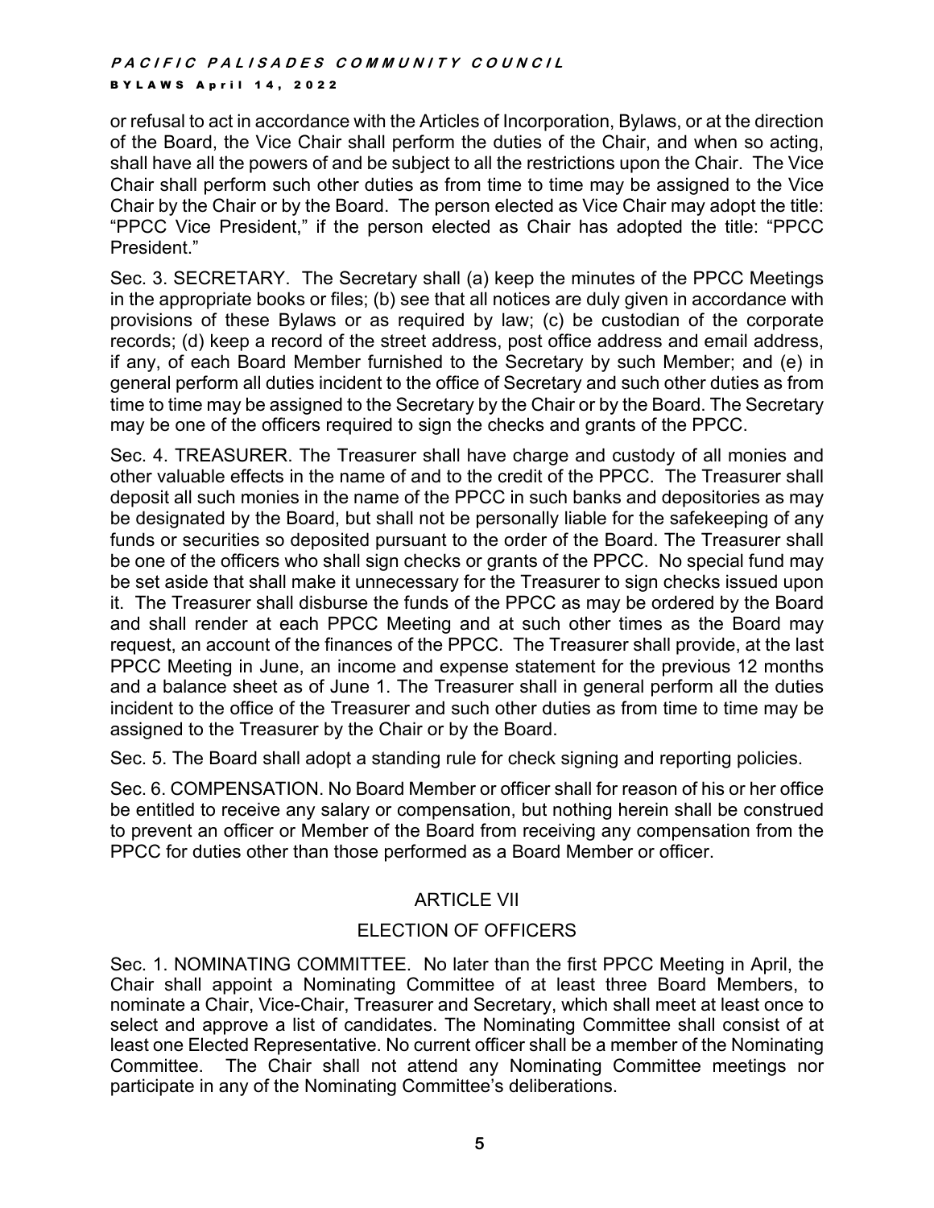or refusal to act in accordance with the Articles of Incorporation, Bylaws, or at the direction of the Board, the Vice Chair shall perform the duties of the Chair, and when so acting, shall have all the powers of and be subject to all the restrictions upon the Chair. The Vice Chair shall perform such other duties as from time to time may be assigned to the Vice Chair by the Chair or by the Board. The person elected as Vice Chair may adopt the title: "PPCC Vice President," if the person elected as Chair has adopted the title: "PPCC President."

Sec. 3. SECRETARY. The Secretary shall (a) keep the minutes of the PPCC Meetings in the appropriate books or files; (b) see that all notices are duly given in accordance with provisions of these Bylaws or as required by law; (c) be custodian of the corporate records; (d) keep a record of the street address, post office address and email address, if any, of each Board Member furnished to the Secretary by such Member; and (e) in general perform all duties incident to the office of Secretary and such other duties as from time to time may be assigned to the Secretary by the Chair or by the Board. The Secretary may be one of the officers required to sign the checks and grants of the PPCC.

Sec. 4. TREASURER. The Treasurer shall have charge and custody of all monies and other valuable effects in the name of and to the credit of the PPCC. The Treasurer shall deposit all such monies in the name of the PPCC in such banks and depositories as may be designated by the Board, but shall not be personally liable for the safekeeping of any funds or securities so deposited pursuant to the order of the Board. The Treasurer shall be one of the officers who shall sign checks or grants of the PPCC. No special fund may be set aside that shall make it unnecessary for the Treasurer to sign checks issued upon it. The Treasurer shall disburse the funds of the PPCC as may be ordered by the Board and shall render at each PPCC Meeting and at such other times as the Board may request, an account of the finances of the PPCC. The Treasurer shall provide, at the last PPCC Meeting in June, an income and expense statement for the previous 12 months and a balance sheet as of June 1. The Treasurer shall in general perform all the duties incident to the office of the Treasurer and such other duties as from time to time may be assigned to the Treasurer by the Chair or by the Board.

Sec. 5. The Board shall adopt a standing rule for check signing and reporting policies.

Sec. 6. COMPENSATION. No Board Member or officer shall for reason of his or her office be entitled to receive any salary or compensation, but nothing herein shall be construed to prevent an officer or Member of the Board from receiving any compensation from the PPCC for duties other than those performed as a Board Member or officer.

## ARTICLE VII

## ELECTION OF OFFICERS

Sec. 1. NOMINATING COMMITTEE. No later than the first PPCC Meeting in April, the Chair shall appoint a Nominating Committee of at least three Board Members, to nominate a Chair, Vice-Chair, Treasurer and Secretary, which shall meet at least once to select and approve a list of candidates. The Nominating Committee shall consist of at least one Elected Representative. No current officer shall be a member of the Nominating Committee. The Chair shall not attend any Nominating Committee meetings nor participate in any of the Nominating Committee's deliberations.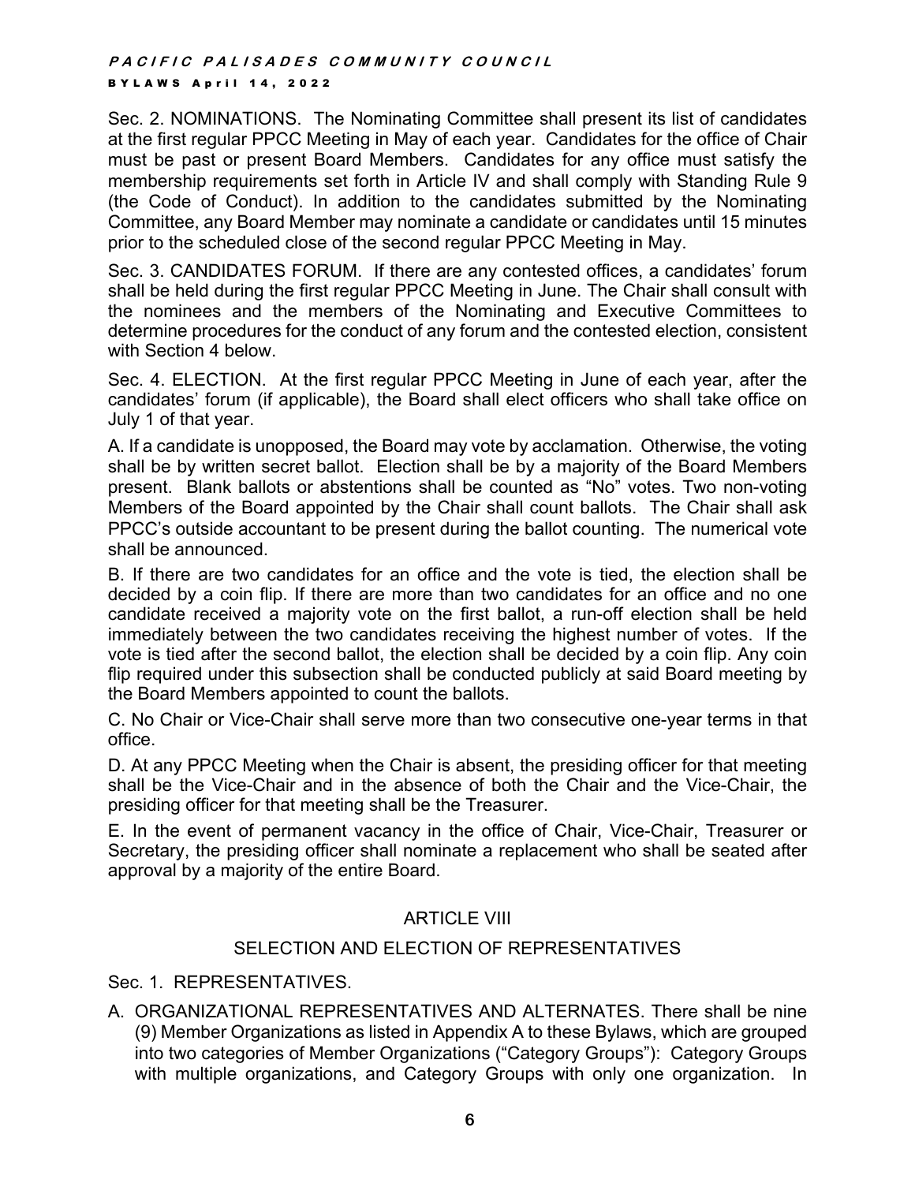Sec. 2. NOMINATIONS. The Nominating Committee shall present its list of candidates at the first regular PPCC Meeting in May of each year. Candidates for the office of Chair must be past or present Board Members. Candidates for any office must satisfy the membership requirements set forth in Article IV and shall comply with Standing Rule 9 (the Code of Conduct). In addition to the candidates submitted by the Nominating Committee, any Board Member may nominate a candidate or candidates until 15 minutes prior to the scheduled close of the second regular PPCC Meeting in May.

Sec. 3. CANDIDATES FORUM. If there are any contested offices, a candidates' forum shall be held during the first regular PPCC Meeting in June. The Chair shall consult with the nominees and the members of the Nominating and Executive Committees to determine procedures for the conduct of any forum and the contested election, consistent with Section 4 below.

Sec. 4. ELECTION. At the first regular PPCC Meeting in June of each year, after the candidates' forum (if applicable), the Board shall elect officers who shall take office on July 1 of that year.

A. If a candidate is unopposed, the Board may vote by acclamation. Otherwise, the voting shall be by written secret ballot. Election shall be by a majority of the Board Members present. Blank ballots or abstentions shall be counted as "No" votes. Two non-voting Members of the Board appointed by the Chair shall count ballots. The Chair shall ask PPCC's outside accountant to be present during the ballot counting. The numerical vote shall be announced.

B. If there are two candidates for an office and the vote is tied, the election shall be decided by a coin flip. If there are more than two candidates for an office and no one candidate received a majority vote on the first ballot, a run-off election shall be held immediately between the two candidates receiving the highest number of votes. If the vote is tied after the second ballot, the election shall be decided by a coin flip. Any coin flip required under this subsection shall be conducted publicly at said Board meeting by the Board Members appointed to count the ballots.

C. No Chair or Vice-Chair shall serve more than two consecutive one-year terms in that office.

D. At any PPCC Meeting when the Chair is absent, the presiding officer for that meeting shall be the Vice-Chair and in the absence of both the Chair and the Vice-Chair, the presiding officer for that meeting shall be the Treasurer.

E. In the event of permanent vacancy in the office of Chair, Vice-Chair, Treasurer or Secretary, the presiding officer shall nominate a replacement who shall be seated after approval by a majority of the entire Board.

## ARTICLE VIII

## SELECTION AND ELECTION OF REPRESENTATIVES

Sec. 1. REPRESENTATIVES.

A. ORGANIZATIONAL REPRESENTATIVES AND ALTERNATES. There shall be nine (9) Member Organizations as listed in Appendix A to these Bylaws, which are grouped into two categories of Member Organizations ("Category Groups"): Category Groups with multiple organizations, and Category Groups with only one organization. In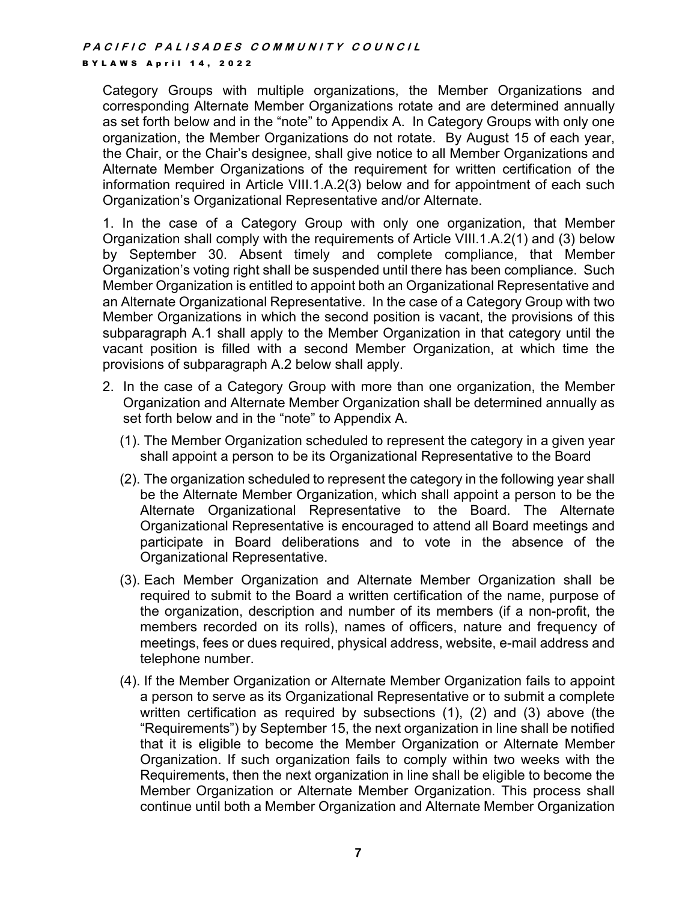Category Groups with multiple organizations, the Member Organizations and corresponding Alternate Member Organizations rotate and are determined annually as set forth below and in the "note" to Appendix A. In Category Groups with only one organization, the Member Organizations do not rotate. By August 15 of each year, the Chair, or the Chair's designee, shall give notice to all Member Organizations and Alternate Member Organizations of the requirement for written certification of the information required in Article VIII.1.A.2(3) below and for appointment of each such Organization's Organizational Representative and/or Alternate.

1. In the case of a Category Group with only one organization, that Member Organization shall comply with the requirements of Article VIII.1.A.2(1) and (3) below by September 30. Absent timely and complete compliance, that Member Organization's voting right shall be suspended until there has been compliance. Such Member Organization is entitled to appoint both an Organizational Representative and an Alternate Organizational Representative. In the case of a Category Group with two Member Organizations in which the second position is vacant, the provisions of this subparagraph A.1 shall apply to the Member Organization in that category until the vacant position is filled with a second Member Organization, at which time the provisions of subparagraph A.2 below shall apply.

2. In the case of a Category Group with more than one organization, the Member Organization and Alternate Member Organization shall be determined annually as set forth below and in the "note" to Appendix A.

   (1). The Member Organization scheduled to represent the category in a given year shall appoint a person to be its Organizational Representative to the Board

   (2). The organization scheduled to represent the category in the following year shall be the Alternate Member Organization, which shall appoint a person to be the Alternate Organizational Representative to the Board. The Alternate Organizational Representative is encouraged to attend all Board meetings and participate in Board deliberations and to vote in the absence of the Organizational Representative.

   (3). Each Member Organization and Alternate Member Organization shall be required to submit to the Board a written certification of the name, purpose of the organization, description and number of its members (if a non-profit, the members recorded on its rolls), names of officers, nature and frequency of meetings, fees or dues required, physical address, website, e-mail address and telephone number.

   (4). If the Member Organization or Alternate Member Organization fails to appoint a person to serve as its Organizational Representative or to submit a complete written certification as required by subsections (1), (2) and (3) above (the "Requirements") by September 15, the next organization in line shall be notified that it is eligible to become the Member Organization or Alternate Member Organization. If such organization fails to comply within two weeks with the Requirements, then the next organization in line shall be eligible to become the Member Organization or Alternate Member Organization. This process shall continue until both a Member Organization and Alternate Member Organization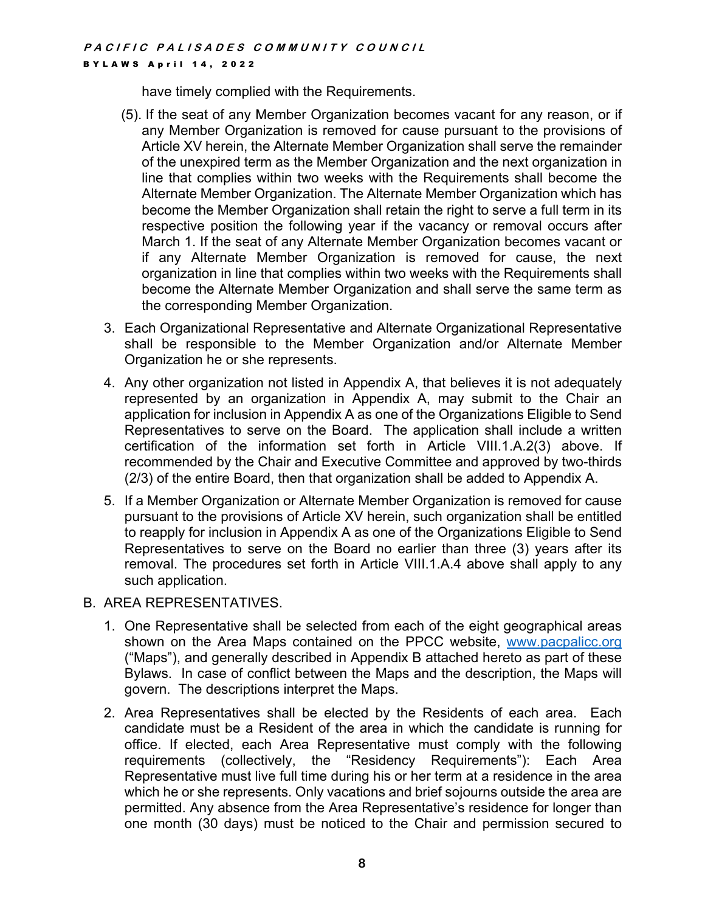have timely complied with the Requirements.

(5). If the seat of any Member Organization becomes vacant for any reason, or if any Member Organization is removed for cause pursuant to the provisions of Article XV herein, the Alternate Member Organization shall serve the remainder of the unexpired term as the Member Organization and the next organization in line that complies within two weeks with the Requirements shall become the Alternate Member Organization. The Alternate Member Organization which has become the Member Organization shall retain the right to serve a full term in its respective position the following year if the vacancy or removal occurs after March 1. If the seat of any Alternate Member Organization becomes vacant or if any Alternate Member Organization is removed for cause, the next organization in line that complies within two weeks with the Requirements shall become the Alternate Member Organization and shall serve the same term as the corresponding Member Organization.

3. Each Organizational Representative and Alternate Organizational Representative shall be responsible to the Member Organization and/or Alternate Member Organization he or she represents.

4. Any other organization not listed in Appendix A, that believes it is not adequately represented by an organization in Appendix A, may submit to the Chair an application for inclusion in Appendix A as one of the Organizations Eligible to Send Representatives to serve on the Board. The application shall include a written certification of the information set forth in Article VIII.1.A.2(3) above. If recommended by the Chair and Executive Committee and approved by two-thirds (2/3) of the entire Board, then that organization shall be added to Appendix A.

5. If a Member Organization or Alternate Member Organization is removed for cause pursuant to the provisions of Article XV herein, such organization shall be entitled to reapply for inclusion in Appendix A as one of the Organizations Eligible to Send Representatives to serve on the Board no earlier than three (3) years after its removal. The procedures set forth in Article VIII.1.A.4 above shall apply to any such application.

B. AREA REPRESENTATIVES.

1. One Representative shall be selected from each of the eight geographical areas shown on the Area Maps contained on the PPCC website, [www.pacpalicc.org](http://www.pacpalicc.org) ("Maps"), and generally described in Appendix B attached hereto as part of these Bylaws. In case of conflict between the Maps and the description, the Maps will govern. The descriptions interpret the Maps.

2. Area Representatives shall be elected by the Residents of each area. Each candidate must be a Resident of the area in which the candidate is running for office. If elected, each Area Representative must comply with the following requirements (collectively, the "Residency Requirements"): Each Area Representative must live full time during his or her term at a residence in the area which he or she represents. Only vacations and brief sojourns outside the area are permitted. Any absence from the Area Representative's residence for longer than one month (30 days) must be noticed to the Chair and permission secured to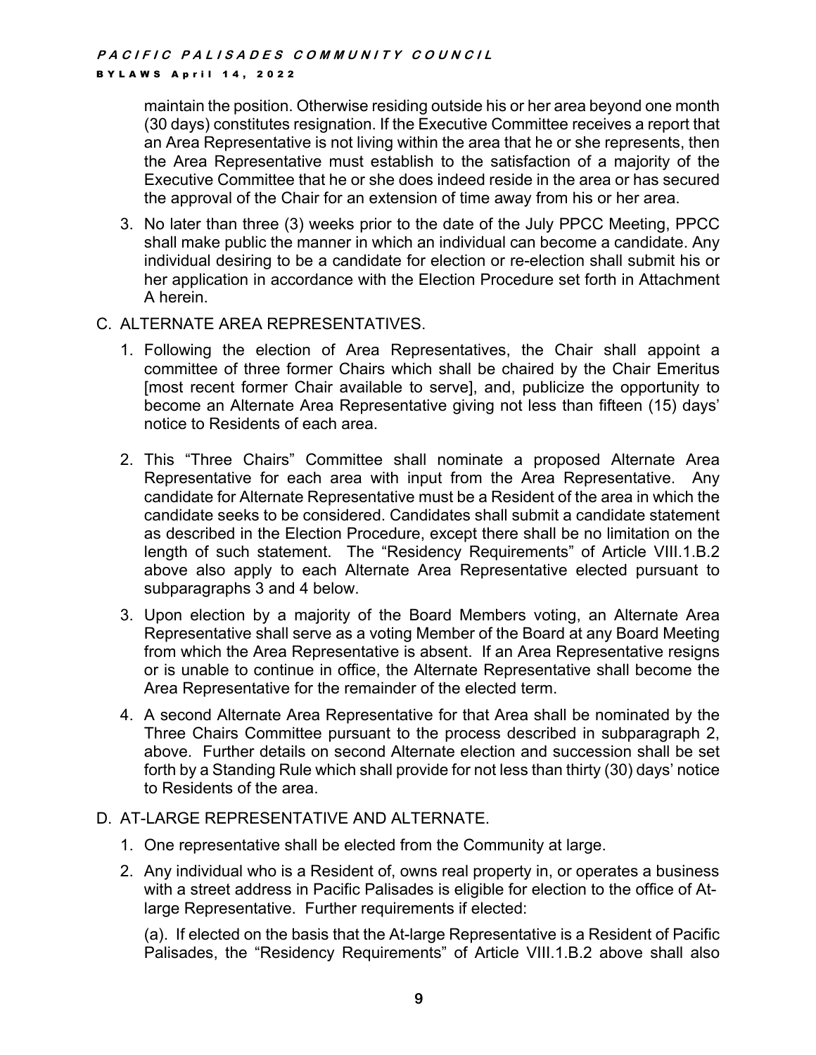maintain the position. Otherwise residing outside his or her area beyond one month (30 days) constitutes resignation. If the Executive Committee receives a report that an Area Representative is not living within the area that he or she represents, then the Area Representative must establish to the satisfaction of a majority of the Executive Committee that he or she does indeed reside in the area or has secured the approval of the Chair for an extension of time away from his or her area.

3. No later than three (3) weeks prior to the date of the July PPCC Meeting, PPCC shall make public the manner in which an individual can become a candidate. Any individual desiring to be a candidate for election or re-election shall submit his or her application in accordance with the Election Procedure set forth in Attachment A herein.

C. ALTERNATE AREA REPRESENTATIVES.

1. Following the election of Area Representatives, the Chair shall appoint a committee of three former Chairs which shall be chaired by the Chair Emeritus [most recent former Chair available to serve], and, publicize the opportunity to become an Alternate Area Representative giving not less than fifteen (15) days' notice to Residents of each area.

2. This "Three Chairs" Committee shall nominate a proposed Alternate Area Representative for each area with input from the Area Representative. Any candidate for Alternate Representative must be a Resident of the area in which the candidate seeks to be considered. Candidates shall submit a candidate statement as described in the Election Procedure, except there shall be no limitation on the length of such statement. The "Residency Requirements" of Article VIII.1.B.2 above also apply to each Alternate Area Representative elected pursuant to subparagraphs 3 and 4 below.

3. Upon election by a majority of the Board Members voting, an Alternate Area Representative shall serve as a voting Member of the Board at any Board Meeting from which the Area Representative is absent. If an Area Representative resigns or is unable to continue in office, the Alternate Representative shall become the Area Representative for the remainder of the elected term.

4. A second Alternate Area Representative for that Area shall be nominated by the Three Chairs Committee pursuant to the process described in subparagraph 2, above. Further details on second Alternate election and succession shall be set forth by a Standing Rule which shall provide for not less than thirty (30) days' notice to Residents of the area.

D. AT-LARGE REPRESENTATIVE AND ALTERNATE.

1. One representative shall be elected from the Community at large.

2. Any individual who is a Resident of, owns real property in, or operates a business with a street address in Pacific Palisades is eligible for election to the office of At-large Representative. Further requirements if elected:

   (a). If elected on the basis that the At-large Representative is a Resident of Pacific Palisades, the "Residency Requirements" of Article VIII.1.B.2 above shall also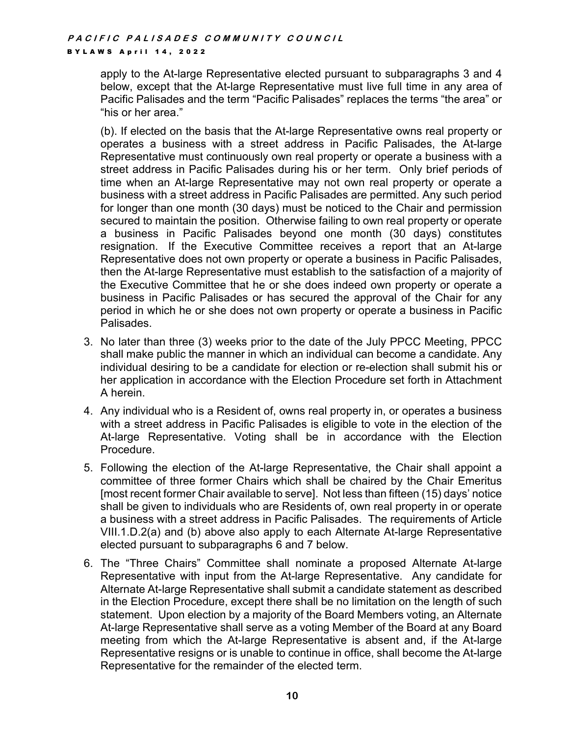apply to the At-large Representative elected pursuant to subparagraphs 3 and 4 below, except that the At-large Representative must live full time in any area of Pacific Palisades and the term "Pacific Palisades" replaces the terms "the area" or "his or her area."

(b). If elected on the basis that the At-large Representative owns real property or operates a business with a street address in Pacific Palisades, the At-large Representative must continuously own real property or operate a business with a street address in Pacific Palisades during his or her term. Only brief periods of time when an At-large Representative may not own real property or operate a business with a street address in Pacific Palisades are permitted. Any such period for longer than one month (30 days) must be noticed to the Chair and permission secured to maintain the position. Otherwise failing to own real property or operate a business in Pacific Palisades beyond one month (30 days) constitutes resignation. If the Executive Committee receives a report that an At-large Representative does not own property or operate a business in Pacific Palisades, then the At-large Representative must establish to the satisfaction of a majority of the Executive Committee that he or she does indeed own property or operate a business in Pacific Palisades or has secured the approval of the Chair for any period in which he or she does not own property or operate a business in Pacific Palisades.

3. No later than three (3) weeks prior to the date of the July PPCC Meeting, PPCC shall make public the manner in which an individual can become a candidate. Any individual desiring to be a candidate for election or re-election shall submit his or her application in accordance with the Election Procedure set forth in Attachment A herein.
4. Any individual who is a Resident of, owns real property in, or operates a business with a street address in Pacific Palisades is eligible to vote in the election of the At-large Representative. Voting shall be in accordance with the Election Procedure.
5. Following the election of the At-large Representative, the Chair shall appoint a committee of three former Chairs which shall be chaired by the Chair Emeritus [most recent former Chair available to serve]. Not less than fifteen (15) days' notice shall be given to individuals who are Residents of, own real property in or operate a business with a street address in Pacific Palisades. The requirements of Article VIII.1.D.2(a) and (b) above also apply to each Alternate At-large Representative elected pursuant to subparagraphs 6 and 7 below.
6. The "Three Chairs" Committee shall nominate a proposed Alternate At-large Representative with input from the At-large Representative. Any candidate for Alternate At-large Representative shall submit a candidate statement as described in the Election Procedure, except there shall be no limitation on the length of such statement. Upon election by a majority of the Board Members voting, an Alternate At-large Representative shall serve as a voting Member of the Board at any Board meeting from which the At-large Representative is absent and, if the At-large Representative resigns or is unable to continue in office, shall become the At-large Representative for the remainder of the elected term.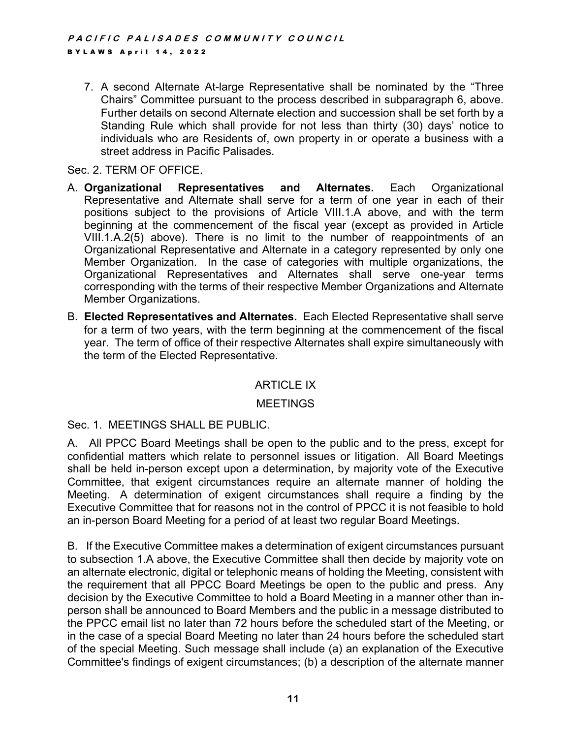7. A second Alternate At-large Representative shall be nominated by the "Three Chairs" Committee pursuant to the process described in subparagraph 6, above. Further details on second Alternate election and succession shall be set forth by a Standing Rule which shall provide for not less than thirty (30) days' notice to individuals who are Residents of, own property in or operate a business with a street address in Pacific Palisades.

Sec. 2. TERM OF OFFICE.

A. **Organizational Representatives and Alternates.** Each Organizational Representative and Alternate shall serve for a term of one year in each of their positions subject to the provisions of Article VIII.1.A above, and with the term beginning at the commencement of the fiscal year (except as provided in Article VIII.1.A.2(5) above). There is no limit to the number of reappointments of an Organizational Representative and Alternate in a category represented by only one Member Organization. In the case of categories with multiple organizations, the Organizational Representatives and Alternates shall serve one-year terms corresponding with the terms of their respective Member Organizations and Alternate Member Organizations.

B. **Elected Representatives and Alternates.** Each Elected Representative shall serve for a term of two years, with the term beginning at the commencement of the fiscal year. The term of office of their respective Alternates shall expire simultaneously with the term of the Elected Representative.

## ARTICLE IX

## MEETINGS

Sec. 1. MEETINGS SHALL BE PUBLIC.

A. All PPCC Board Meetings shall be open to the public and to the press, except for confidential matters which relate to personnel issues or litigation. All Board Meetings shall be held in-person except upon a determination, by majority vote of the Executive Committee, that exigent circumstances require an alternate manner of holding the Meeting. A determination of exigent circumstances shall require a finding by the Executive Committee that for reasons not in the control of PPCC it is not feasible to hold an in-person Board Meeting for a period of at least two regular Board Meetings.

B. If the Executive Committee makes a determination of exigent circumstances pursuant to subsection 1.A above, the Executive Committee shall then decide by majority vote on an alternate electronic, digital or telephonic means of holding the Meeting, consistent with the requirement that all PPCC Board Meetings be open to the public and press. Any decision by the Executive Committee to hold a Board Meeting in a manner other than in-person shall be announced to Board Members and the public in a message distributed to the PPCC email list no later than 72 hours before the scheduled start of the Meeting, or in the case of a special Board Meeting no later than 24 hours before the scheduled start of the special Meeting. Such message shall include (a) an explanation of the Executive Committee's findings of exigent circumstances; (b) a description of the alternate manner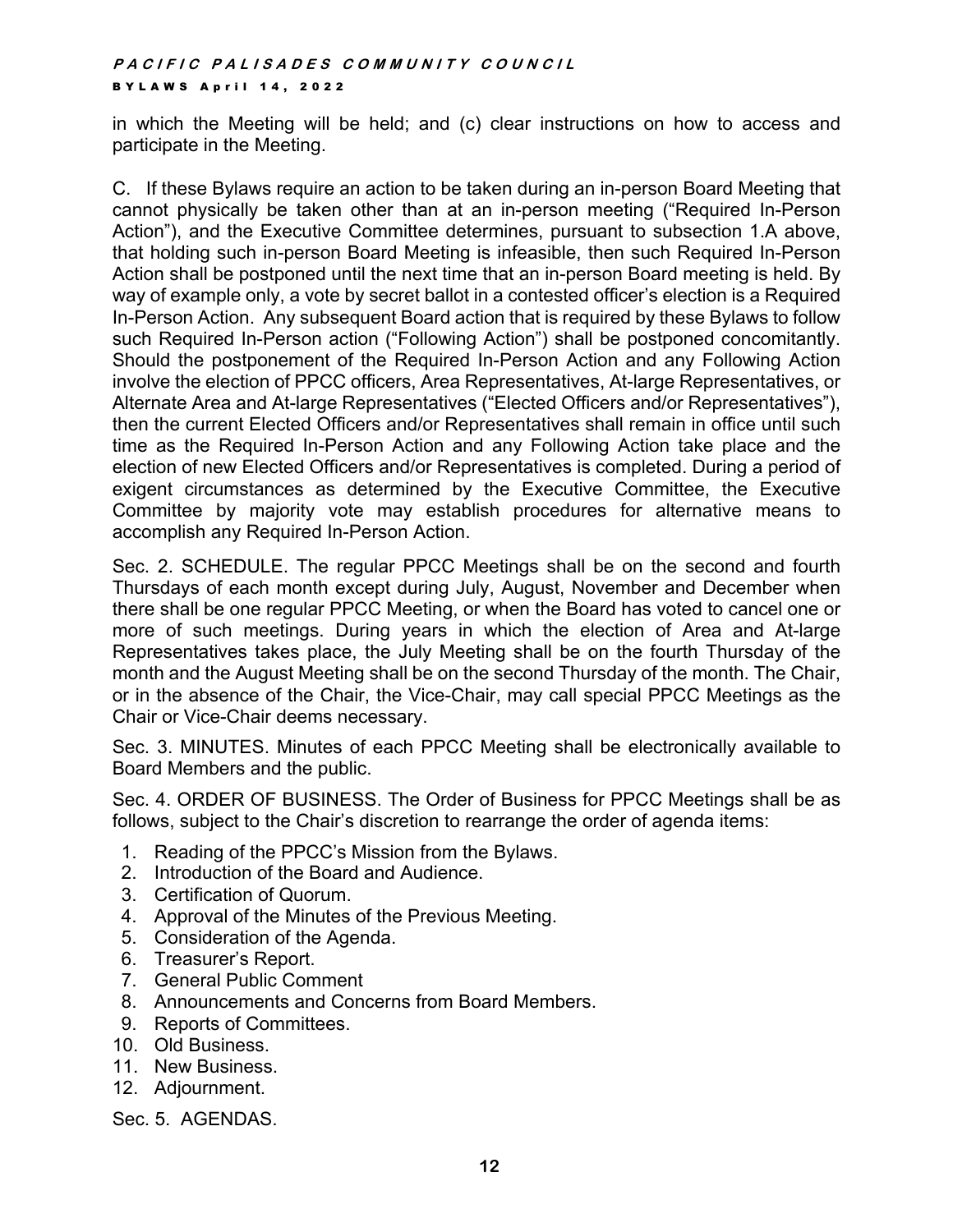in which the Meeting will be held; and (c) clear instructions on how to access and participate in the Meeting.

C. If these Bylaws require an action to be taken during an in-person Board Meeting that cannot physically be taken other than at an in-person meeting ("Required In-Person Action"), and the Executive Committee determines, pursuant to subsection 1.A above, that holding such in-person Board Meeting is infeasible, then such Required In-Person Action shall be postponed until the next time that an in-person Board meeting is held. By way of example only, a vote by secret ballot in a contested officer's election is a Required In-Person Action. Any subsequent Board action that is required by these Bylaws to follow such Required In-Person action ("Following Action") shall be postponed concomitantly. Should the postponement of the Required In-Person Action and any Following Action involve the election of PPCC officers, Area Representatives, At-large Representatives, or Alternate Area and At-large Representatives ("Elected Officers and/or Representatives"), then the current Elected Officers and/or Representatives shall remain in office until such time as the Required In-Person Action and any Following Action take place and the election of new Elected Officers and/or Representatives is completed. During a period of exigent circumstances as determined by the Executive Committee, the Executive Committee by majority vote may establish procedures for alternative means to accomplish any Required In-Person Action.

Sec. 2. SCHEDULE. The regular PPCC Meetings shall be on the second and fourth Thursdays of each month except during July, August, November and December when there shall be one regular PPCC Meeting, or when the Board has voted to cancel one or more of such meetings. During years in which the election of Area and At-large Representatives takes place, the July Meeting shall be on the fourth Thursday of the month and the August Meeting shall be on the second Thursday of the month. The Chair, or in the absence of the Chair, the Vice-Chair, may call special PPCC Meetings as the Chair or Vice-Chair deems necessary.

Sec. 3. MINUTES. Minutes of each PPCC Meeting shall be electronically available to Board Members and the public.

Sec. 4. ORDER OF BUSINESS. The Order of Business for PPCC Meetings shall be as follows, subject to the Chair's discretion to rearrange the order of agenda items:

1. Reading of the PPCC's Mission from the Bylaws.
2. Introduction of the Board and Audience.
3. Certification of Quorum.
4. Approval of the Minutes of the Previous Meeting.
5. Consideration of the Agenda.
6. Treasurer's Report.
7. General Public Comment
8. Announcements and Concerns from Board Members.
9. Reports of Committees.
10. Old Business.
11. New Business.
12. Adjournment.

Sec. 5. AGENDAS.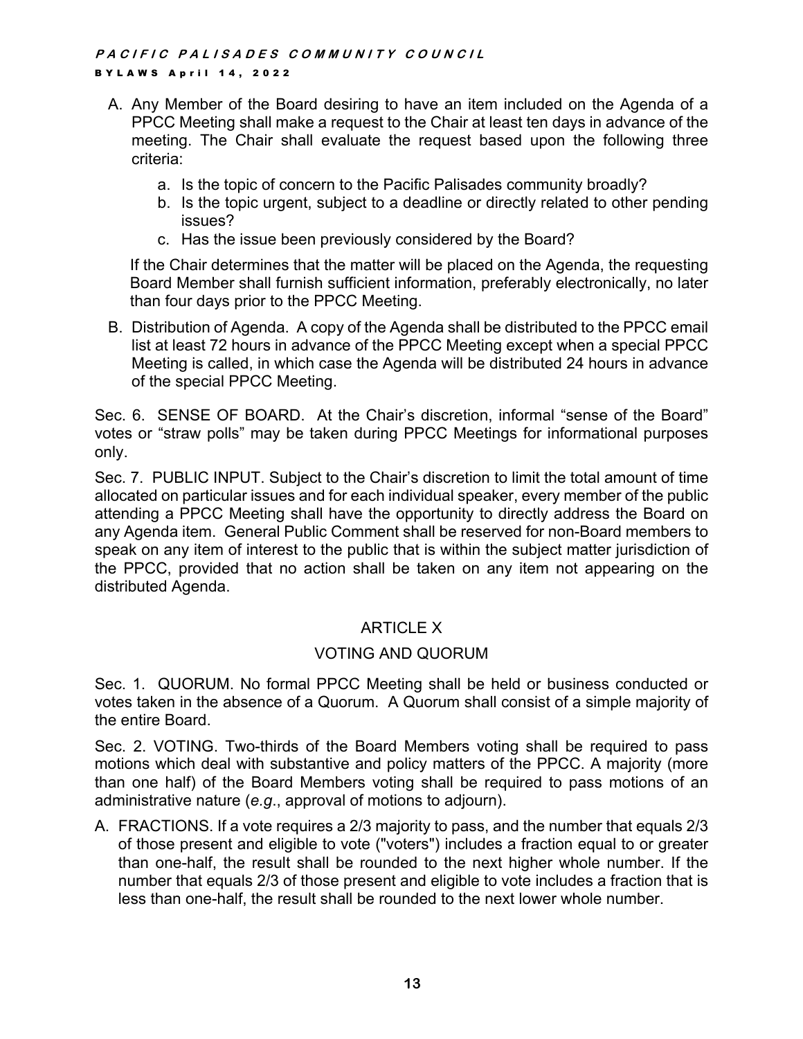A. Any Member of the Board desiring to have an item included on the Agenda of a PPCC Meeting shall make a request to the Chair at least ten days in advance of the meeting. The Chair shall evaluate the request based upon the following three criteria:

   a. Is the topic of concern to the Pacific Palisades community broadly?
   b. Is the topic urgent, subject to a deadline or directly related to other pending issues?
   c. Has the issue been previously considered by the Board?

   If the Chair determines that the matter will be placed on the Agenda, the requesting Board Member shall furnish sufficient information, preferably electronically, no later than four days prior to the PPCC Meeting.

B. Distribution of Agenda. A copy of the Agenda shall be distributed to the PPCC email list at least 72 hours in advance of the PPCC Meeting except when a special PPCC Meeting is called, in which case the Agenda will be distributed 24 hours in advance of the special PPCC Meeting.

Sec. 6. SENSE OF BOARD. At the Chair's discretion, informal "sense of the Board" votes or "straw polls" may be taken during PPCC Meetings for informational purposes only.

Sec. 7. PUBLIC INPUT. Subject to the Chair's discretion to limit the total amount of time allocated on particular issues and for each individual speaker, every member of the public attending a PPCC Meeting shall have the opportunity to directly address the Board on any Agenda item. General Public Comment shall be reserved for non-Board members to speak on any item of interest to the public that is within the subject matter jurisdiction of the PPCC, provided that no action shall be taken on any item not appearing on the distributed Agenda.

## ARTICLE X

## VOTING AND QUORUM

Sec. 1. QUORUM. No formal PPCC Meeting shall be held or business conducted or votes taken in the absence of a Quorum. A Quorum shall consist of a simple majority of the entire Board.

Sec. 2. VOTING. Two-thirds of the Board Members voting shall be required to pass motions which deal with substantive and policy matters of the PPCC. A majority (more than one half) of the Board Members voting shall be required to pass motions of an administrative nature (*e.g.*, approval of motions to adjourn).

A. FRACTIONS. If a vote requires a 2/3 majority to pass, and the number that equals 2/3 of those present and eligible to vote ("voters") includes a fraction equal to or greater than one-half, the result shall be rounded to the next higher whole number. If the number that equals 2/3 of those present and eligible to vote includes a fraction that is less than one-half, the result shall be rounded to the next lower whole number.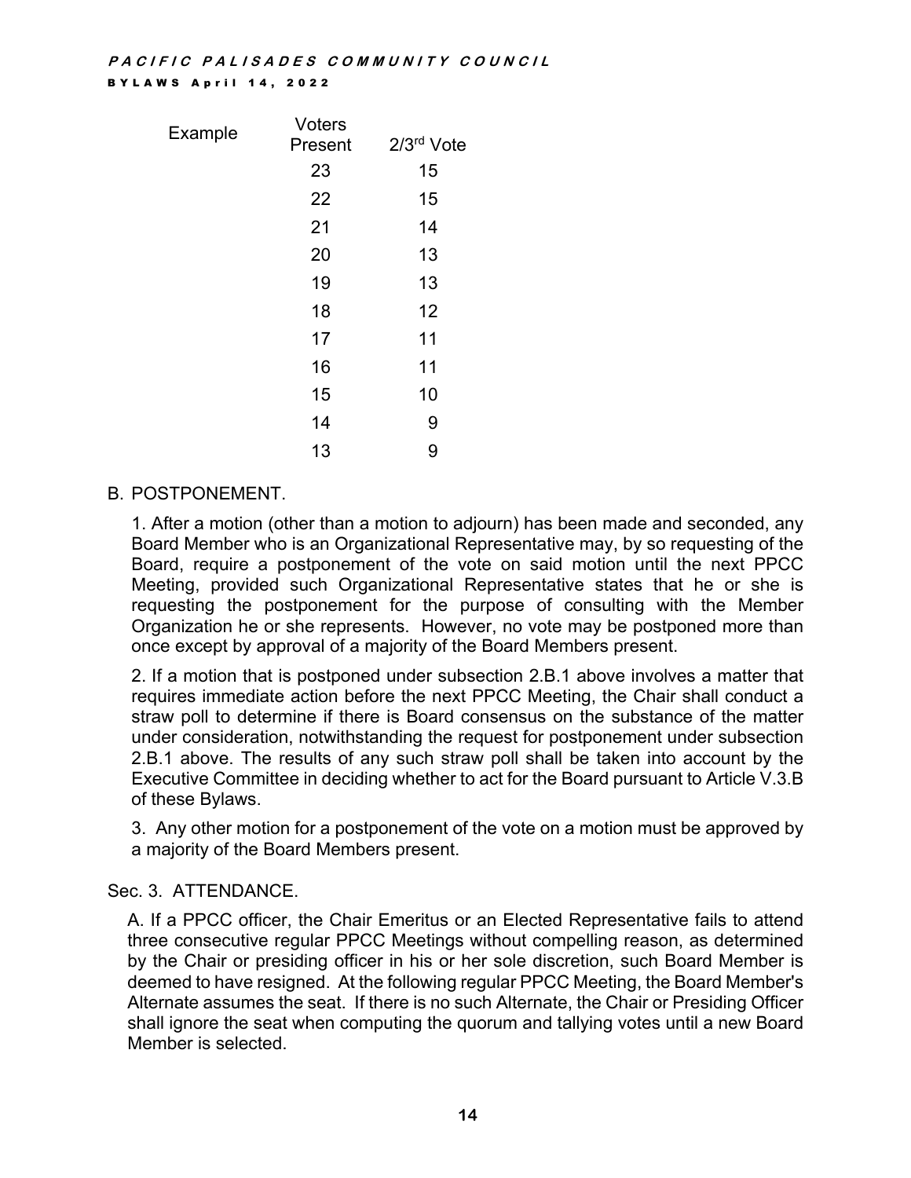| Example | Voters Present | 2/3rd Vote |
|---|---|---|
| | 23 | 15 |
| | 22 | 15 |
| | 21 | 14 |
| | 20 | 13 |
| | 19 | 13 |
| | 18 | 12 |
| | 17 | 11 |
| | 16 | 11 |
| | 15 | 10 |
| | 14 | 9 |
| | 13 | 9 |

B. POSTPONEMENT.

1. After a motion (other than a motion to adjourn) has been made and seconded, any Board Member who is an Organizational Representative may, by so requesting of the Board, require a postponement of the vote on said motion until the next PPCC Meeting, provided such Organizational Representative states that he or she is requesting the postponement for the purpose of consulting with the Member Organization he or she represents. However, no vote may be postponed more than once except by approval of a majority of the Board Members present.

2. If a motion that is postponed under subsection 2.B.1 above involves a matter that requires immediate action before the next PPCC Meeting, the Chair shall conduct a straw poll to determine if there is Board consensus on the substance of the matter under consideration, notwithstanding the request for postponement under subsection 2.B.1 above. The results of any such straw poll shall be taken into account by the Executive Committee in deciding whether to act for the Board pursuant to Article V.3.B of these Bylaws.

3. Any other motion for a postponement of the vote on a motion must be approved by a majority of the Board Members present.

Sec. 3. ATTENDANCE.

A. If a PPCC officer, the Chair Emeritus or an Elected Representative fails to attend three consecutive regular PPCC Meetings without compelling reason, as determined by the Chair or presiding officer in his or her sole discretion, such Board Member is deemed to have resigned. At the following regular PPCC Meeting, the Board Member's Alternate assumes the seat. If there is no such Alternate, the Chair or Presiding Officer shall ignore the seat when computing the quorum and tallying votes until a new Board Member is selected.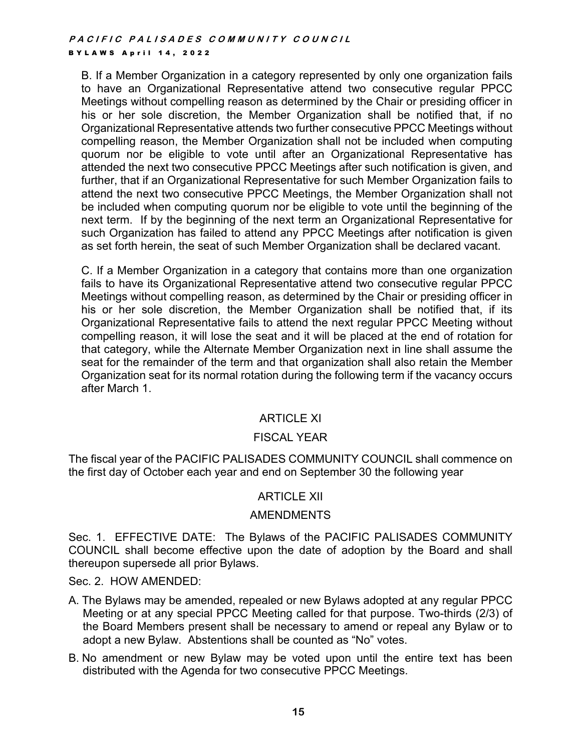B. If a Member Organization in a category represented by only one organization fails to have an Organizational Representative attend two consecutive regular PPCC Meetings without compelling reason as determined by the Chair or presiding officer in his or her sole discretion, the Member Organization shall be notified that, if no Organizational Representative attends two further consecutive PPCC Meetings without compelling reason, the Member Organization shall not be included when computing quorum nor be eligible to vote until after an Organizational Representative has attended the next two consecutive PPCC Meetings after such notification is given, and further, that if an Organizational Representative for such Member Organization fails to attend the next two consecutive PPCC Meetings, the Member Organization shall not be included when computing quorum nor be eligible to vote until the beginning of the next term. If by the beginning of the next term an Organizational Representative for such Organization has failed to attend any PPCC Meetings after notification is given as set forth herein, the seat of such Member Organization shall be declared vacant.

C. If a Member Organization in a category that contains more than one organization fails to have its Organizational Representative attend two consecutive regular PPCC Meetings without compelling reason, as determined by the Chair or presiding officer in his or her sole discretion, the Member Organization shall be notified that, if its Organizational Representative fails to attend the next regular PPCC Meeting without compelling reason, it will lose the seat and it will be placed at the end of rotation for that category, while the Alternate Member Organization next in line shall assume the seat for the remainder of the term and that organization shall also retain the Member Organization seat for its normal rotation during the following term if the vacancy occurs after March 1.

## ARTICLE XI

## FISCAL YEAR

The fiscal year of the PACIFIC PALISADES COMMUNITY COUNCIL shall commence on the first day of October each year and end on September 30 the following year

## ARTICLE XII

## AMENDMENTS

Sec. 1. EFFECTIVE DATE: The Bylaws of the PACIFIC PALISADES COMMUNITY COUNCIL shall become effective upon the date of adoption by the Board and shall thereupon supersede all prior Bylaws.

Sec. 2. HOW AMENDED:

A. The Bylaws may be amended, repealed or new Bylaws adopted at any regular PPCC Meeting or at any special PPCC Meeting called for that purpose. Two-thirds (2/3) of the Board Members present shall be necessary to amend or repeal any Bylaw or to adopt a new Bylaw. Abstentions shall be counted as "No" votes.

B. No amendment or new Bylaw may be voted upon until the entire text has been distributed with the Agenda for two consecutive PPCC Meetings.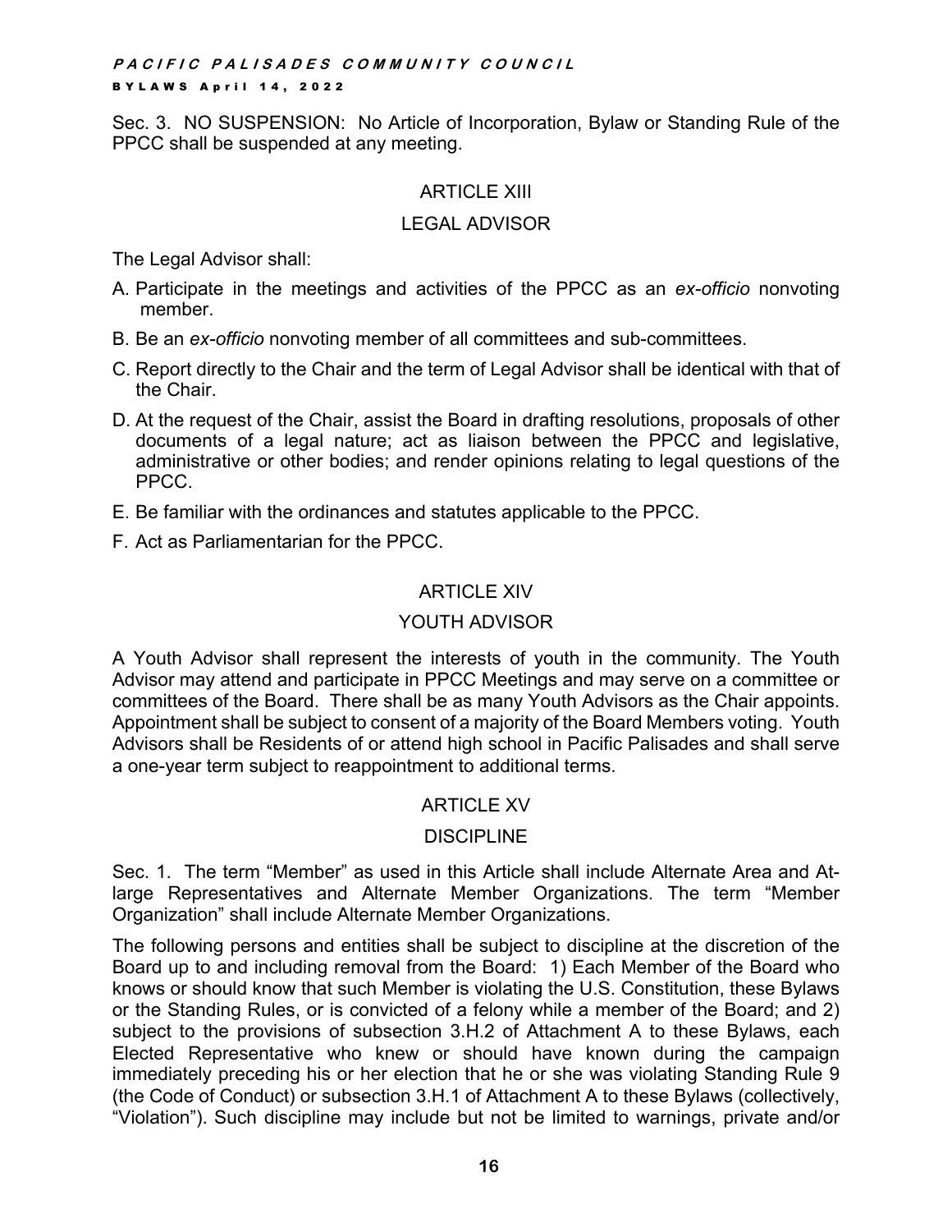Sec. 3. NO SUSPENSION: No Article of Incorporation, Bylaw or Standing Rule of the PPCC shall be suspended at any meeting.

## ARTICLE XIII

## LEGAL ADVISOR

The Legal Advisor shall:

A. Participate in the meetings and activities of the PPCC as an *ex-officio* nonvoting member.

B. Be an *ex-officio* nonvoting member of all committees and sub-committees.

C. Report directly to the Chair and the term of Legal Advisor shall be identical with that of the Chair.

D. At the request of the Chair, assist the Board in drafting resolutions, proposals of other documents of a legal nature; act as liaison between the PPCC and legislative, administrative or other bodies; and render opinions relating to legal questions of the PPCC.

E. Be familiar with the ordinances and statutes applicable to the PPCC.

F. Act as Parliamentarian for the PPCC.

## ARTICLE XIV

## YOUTH ADVISOR

A Youth Advisor shall represent the interests of youth in the community. The Youth Advisor may attend and participate in PPCC Meetings and may serve on a committee or committees of the Board. There shall be as many Youth Advisors as the Chair appoints. Appointment shall be subject to consent of a majority of the Board Members voting. Youth Advisors shall be Residents of or attend high school in Pacific Palisades and shall serve a one-year term subject to reappointment to additional terms.

## ARTICLE XV

## DISCIPLINE

Sec. 1. The term "Member" as used in this Article shall include Alternate Area and At-large Representatives and Alternate Member Organizations. The term "Member Organization" shall include Alternate Member Organizations.

The following persons and entities shall be subject to discipline at the discretion of the Board up to and including removal from the Board: 1) Each Member of the Board who knows or should know that such Member is violating the U.S. Constitution, these Bylaws or the Standing Rules, or is convicted of a felony while a member of the Board; and 2) subject to the provisions of subsection 3.H.2 of Attachment A to these Bylaws, each Elected Representative who knew or should have known during the campaign immediately preceding his or her election that he or she was violating Standing Rule 9 (the Code of Conduct) or subsection 3.H.1 of Attachment A to these Bylaws (collectively, "Violation"). Such discipline may include but not be limited to warnings, private and/or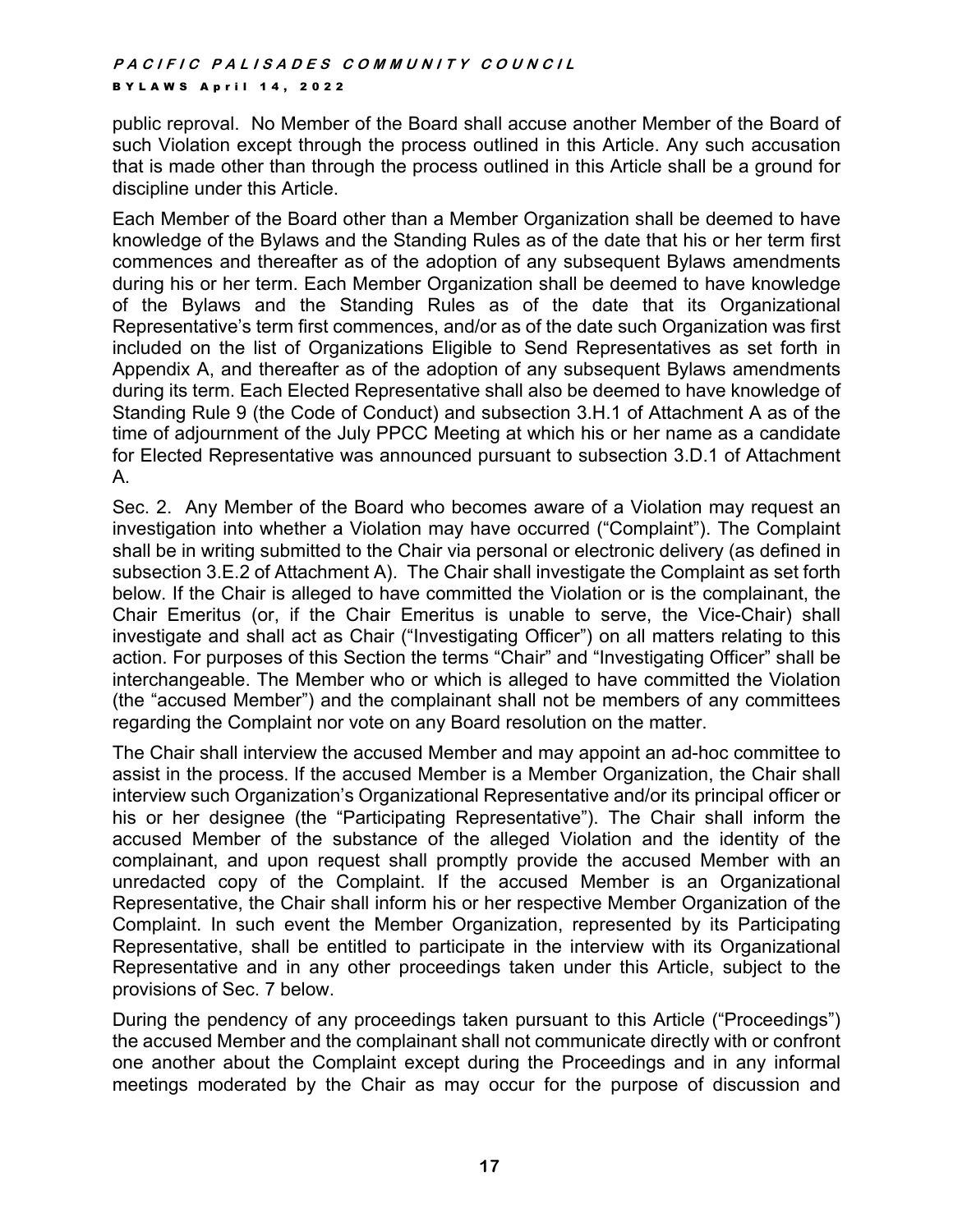public reproval. No Member of the Board shall accuse another Member of the Board of such Violation except through the process outlined in this Article. Any such accusation that is made other than through the process outlined in this Article shall be a ground for discipline under this Article.

Each Member of the Board other than a Member Organization shall be deemed to have knowledge of the Bylaws and the Standing Rules as of the date that his or her term first commences and thereafter as of the adoption of any subsequent Bylaws amendments during his or her term. Each Member Organization shall be deemed to have knowledge of the Bylaws and the Standing Rules as of the date that its Organizational Representative's term first commences, and/or as of the date such Organization was first included on the list of Organizations Eligible to Send Representatives as set forth in Appendix A, and thereafter as of the adoption of any subsequent Bylaws amendments during its term. Each Elected Representative shall also be deemed to have knowledge of Standing Rule 9 (the Code of Conduct) and subsection 3.H.1 of Attachment A as of the time of adjournment of the July PPCC Meeting at which his or her name as a candidate for Elected Representative was announced pursuant to subsection 3.D.1 of Attachment A.

Sec. 2. Any Member of the Board who becomes aware of a Violation may request an investigation into whether a Violation may have occurred ("Complaint"). The Complaint shall be in writing submitted to the Chair via personal or electronic delivery (as defined in subsection 3.E.2 of Attachment A). The Chair shall investigate the Complaint as set forth below. If the Chair is alleged to have committed the Violation or is the complainant, the Chair Emeritus (or, if the Chair Emeritus is unable to serve, the Vice-Chair) shall investigate and shall act as Chair ("Investigating Officer") on all matters relating to this action. For purposes of this Section the terms "Chair" and "Investigating Officer" shall be interchangeable. The Member who or which is alleged to have committed the Violation (the "accused Member") and the complainant shall not be members of any committees regarding the Complaint nor vote on any Board resolution on the matter.

The Chair shall interview the accused Member and may appoint an ad-hoc committee to assist in the process. If the accused Member is a Member Organization, the Chair shall interview such Organization's Organizational Representative and/or its principal officer or his or her designee (the "Participating Representative"). The Chair shall inform the accused Member of the substance of the alleged Violation and the identity of the complainant, and upon request shall promptly provide the accused Member with an unredacted copy of the Complaint. If the accused Member is an Organizational Representative, the Chair shall inform his or her respective Member Organization of the Complaint. In such event the Member Organization, represented by its Participating Representative, shall be entitled to participate in the interview with its Organizational Representative and in any other proceedings taken under this Article, subject to the provisions of Sec. 7 below.

During the pendency of any proceedings taken pursuant to this Article ("Proceedings") the accused Member and the complainant shall not communicate directly with or confront one another about the Complaint except during the Proceedings and in any informal meetings moderated by the Chair as may occur for the purpose of discussion and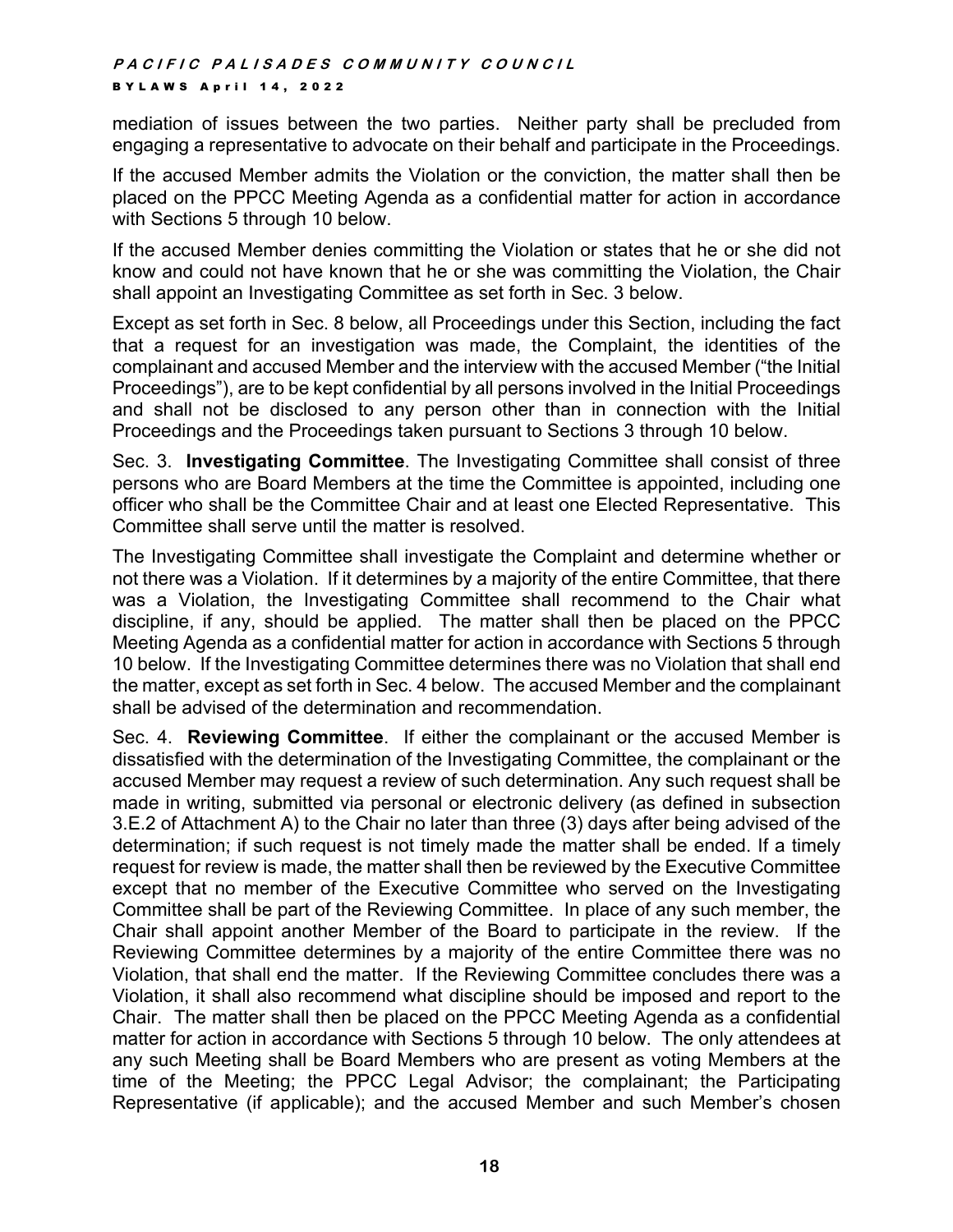mediation of issues between the two parties. Neither party shall be precluded from engaging a representative to advocate on their behalf and participate in the Proceedings.

If the accused Member admits the Violation or the conviction, the matter shall then be placed on the PPCC Meeting Agenda as a confidential matter for action in accordance with Sections 5 through 10 below.

If the accused Member denies committing the Violation or states that he or she did not know and could not have known that he or she was committing the Violation, the Chair shall appoint an Investigating Committee as set forth in Sec. 3 below.

Except as set forth in Sec. 8 below, all Proceedings under this Section, including the fact that a request for an investigation was made, the Complaint, the identities of the complainant and accused Member and the interview with the accused Member ("the Initial Proceedings"), are to be kept confidential by all persons involved in the Initial Proceedings and shall not be disclosed to any person other than in connection with the Initial Proceedings and the Proceedings taken pursuant to Sections 3 through 10 below.

Sec. 3. **Investigating Committee**. The Investigating Committee shall consist of three persons who are Board Members at the time the Committee is appointed, including one officer who shall be the Committee Chair and at least one Elected Representative. This Committee shall serve until the matter is resolved.

The Investigating Committee shall investigate the Complaint and determine whether or not there was a Violation. If it determines by a majority of the entire Committee, that there was a Violation, the Investigating Committee shall recommend to the Chair what discipline, if any, should be applied. The matter shall then be placed on the PPCC Meeting Agenda as a confidential matter for action in accordance with Sections 5 through 10 below. If the Investigating Committee determines there was no Violation that shall end the matter, except as set forth in Sec. 4 below. The accused Member and the complainant shall be advised of the determination and recommendation.

Sec. 4. **Reviewing Committee**. If either the complainant or the accused Member is dissatisfied with the determination of the Investigating Committee, the complainant or the accused Member may request a review of such determination. Any such request shall be made in writing, submitted via personal or electronic delivery (as defined in subsection 3.E.2 of Attachment A) to the Chair no later than three (3) days after being advised of the determination; if such request is not timely made the matter shall be ended. If a timely request for review is made, the matter shall then be reviewed by the Executive Committee except that no member of the Executive Committee who served on the Investigating Committee shall be part of the Reviewing Committee. In place of any such member, the Chair shall appoint another Member of the Board to participate in the review. If the Reviewing Committee determines by a majority of the entire Committee there was no Violation, that shall end the matter. If the Reviewing Committee concludes there was a Violation, it shall also recommend what discipline should be imposed and report to the Chair. The matter shall then be placed on the PPCC Meeting Agenda as a confidential matter for action in accordance with Sections 5 through 10 below. The only attendees at any such Meeting shall be Board Members who are present as voting Members at the time of the Meeting; the PPCC Legal Advisor; the complainant; the Participating Representative (if applicable); and the accused Member and such Member's chosen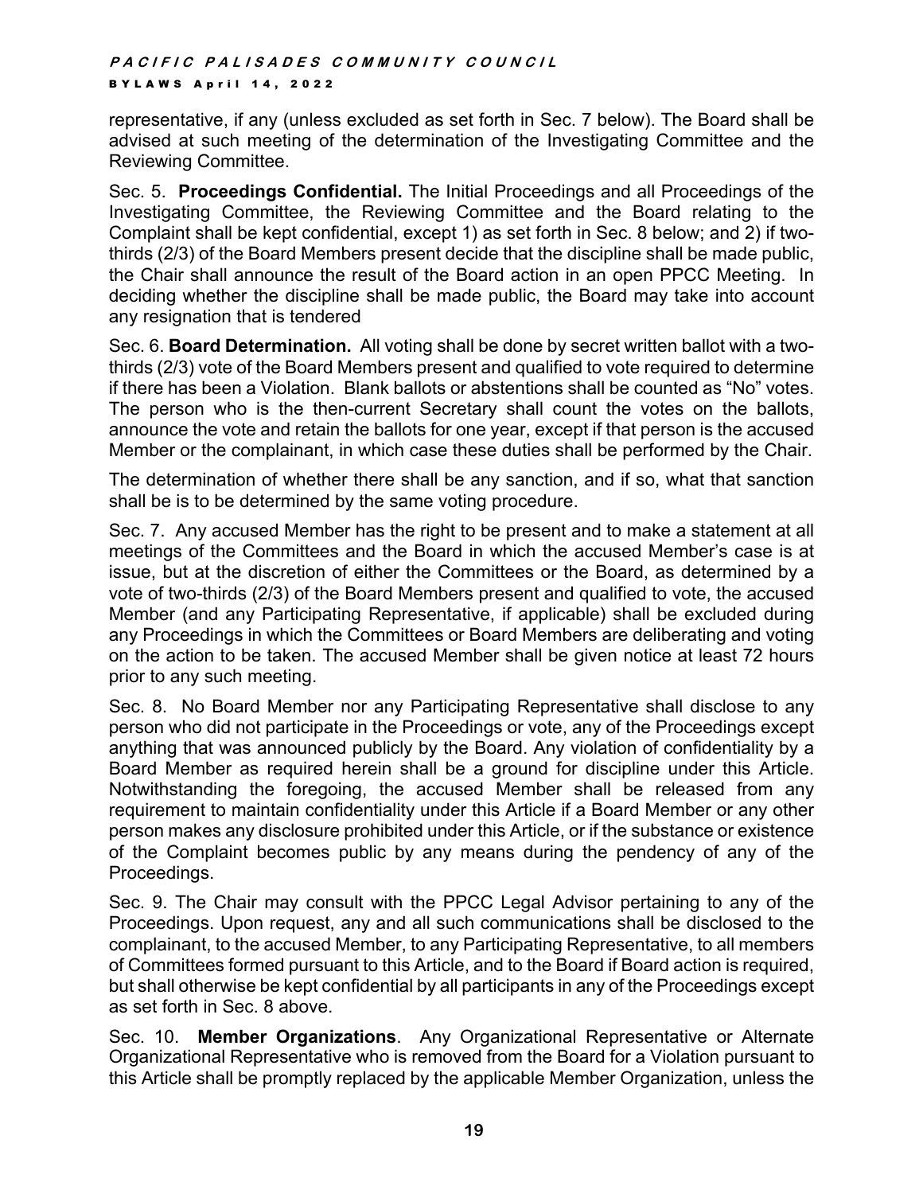representative, if any (unless excluded as set forth in Sec. 7 below). The Board shall be advised at such meeting of the determination of the Investigating Committee and the Reviewing Committee.

Sec. 5. **Proceedings Confidential.** The Initial Proceedings and all Proceedings of the Investigating Committee, the Reviewing Committee and the Board relating to the Complaint shall be kept confidential, except 1) as set forth in Sec. 8 below; and 2) if two-thirds (2/3) of the Board Members present decide that the discipline shall be made public, the Chair shall announce the result of the Board action in an open PPCC Meeting. In deciding whether the discipline shall be made public, the Board may take into account any resignation that is tendered

Sec. 6. **Board Determination.** All voting shall be done by secret written ballot with a two-thirds (2/3) vote of the Board Members present and qualified to vote required to determine if there has been a Violation. Blank ballots or abstentions shall be counted as "No" votes. The person who is the then-current Secretary shall count the votes on the ballots, announce the vote and retain the ballots for one year, except if that person is the accused Member or the complainant, in which case these duties shall be performed by the Chair.

The determination of whether there shall be any sanction, and if so, what that sanction shall be is to be determined by the same voting procedure.

Sec. 7. Any accused Member has the right to be present and to make a statement at all meetings of the Committees and the Board in which the accused Member's case is at issue, but at the discretion of either the Committees or the Board, as determined by a vote of two-thirds (2/3) of the Board Members present and qualified to vote, the accused Member (and any Participating Representative, if applicable) shall be excluded during any Proceedings in which the Committees or Board Members are deliberating and voting on the action to be taken. The accused Member shall be given notice at least 72 hours prior to any such meeting.

Sec. 8. No Board Member nor any Participating Representative shall disclose to any person who did not participate in the Proceedings or vote, any of the Proceedings except anything that was announced publicly by the Board. Any violation of confidentiality by a Board Member as required herein shall be a ground for discipline under this Article. Notwithstanding the foregoing, the accused Member shall be released from any requirement to maintain confidentiality under this Article if a Board Member or any other person makes any disclosure prohibited under this Article, or if the substance or existence of the Complaint becomes public by any means during the pendency of any of the Proceedings.

Sec. 9. The Chair may consult with the PPCC Legal Advisor pertaining to any of the Proceedings. Upon request, any and all such communications shall be disclosed to the complainant, to the accused Member, to any Participating Representative, to all members of Committees formed pursuant to this Article, and to the Board if Board action is required, but shall otherwise be kept confidential by all participants in any of the Proceedings except as set forth in Sec. 8 above.

Sec. 10. **Member Organizations**. Any Organizational Representative or Alternate Organizational Representative who is removed from the Board for a Violation pursuant to this Article shall be promptly replaced by the applicable Member Organization, unless the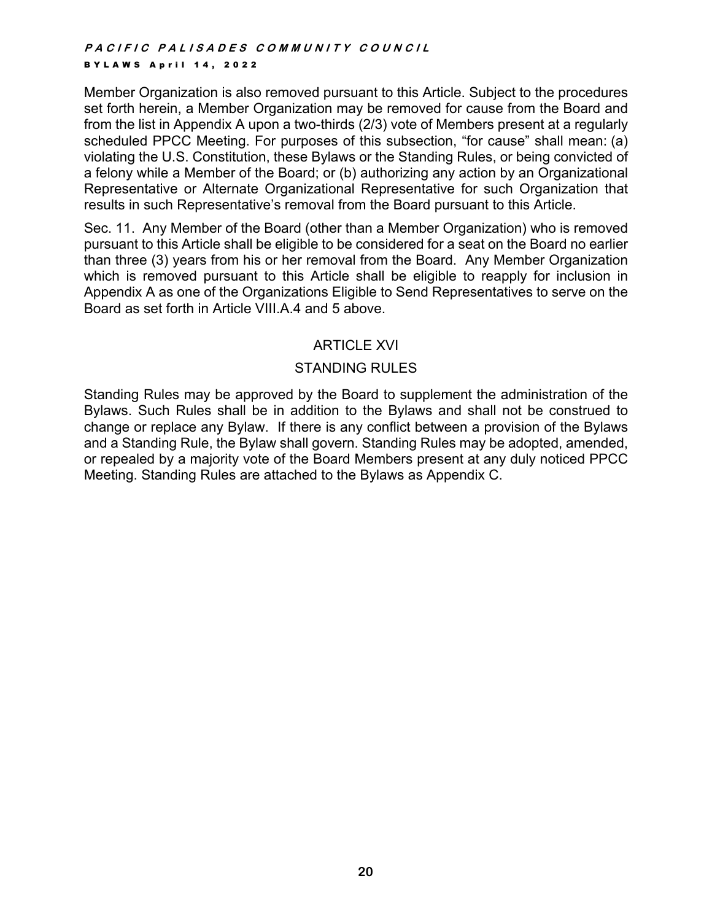Member Organization is also removed pursuant to this Article. Subject to the procedures set forth herein, a Member Organization may be removed for cause from the Board and from the list in Appendix A upon a two-thirds (2/3) vote of Members present at a regularly scheduled PPCC Meeting. For purposes of this subsection, "for cause" shall mean: (a) violating the U.S. Constitution, these Bylaws or the Standing Rules, or being convicted of a felony while a Member of the Board; or (b) authorizing any action by an Organizational Representative or Alternate Organizational Representative for such Organization that results in such Representative's removal from the Board pursuant to this Article.

Sec. 11. Any Member of the Board (other than a Member Organization) who is removed pursuant to this Article shall be eligible to be considered for a seat on the Board no earlier than three (3) years from his or her removal from the Board. Any Member Organization which is removed pursuant to this Article shall be eligible to reapply for inclusion in Appendix A as one of the Organizations Eligible to Send Representatives to serve on the Board as set forth in Article VIII.A.4 and 5 above.

## ARTICLE XVI

## STANDING RULES

Standing Rules may be approved by the Board to supplement the administration of the Bylaws. Such Rules shall be in addition to the Bylaws and shall not be construed to change or replace any Bylaw. If there is any conflict between a provision of the Bylaws and a Standing Rule, the Bylaw shall govern. Standing Rules may be adopted, amended, or repealed by a majority vote of the Board Members present at any duly noticed PPCC Meeting. Standing Rules are attached to the Bylaws as Appendix C.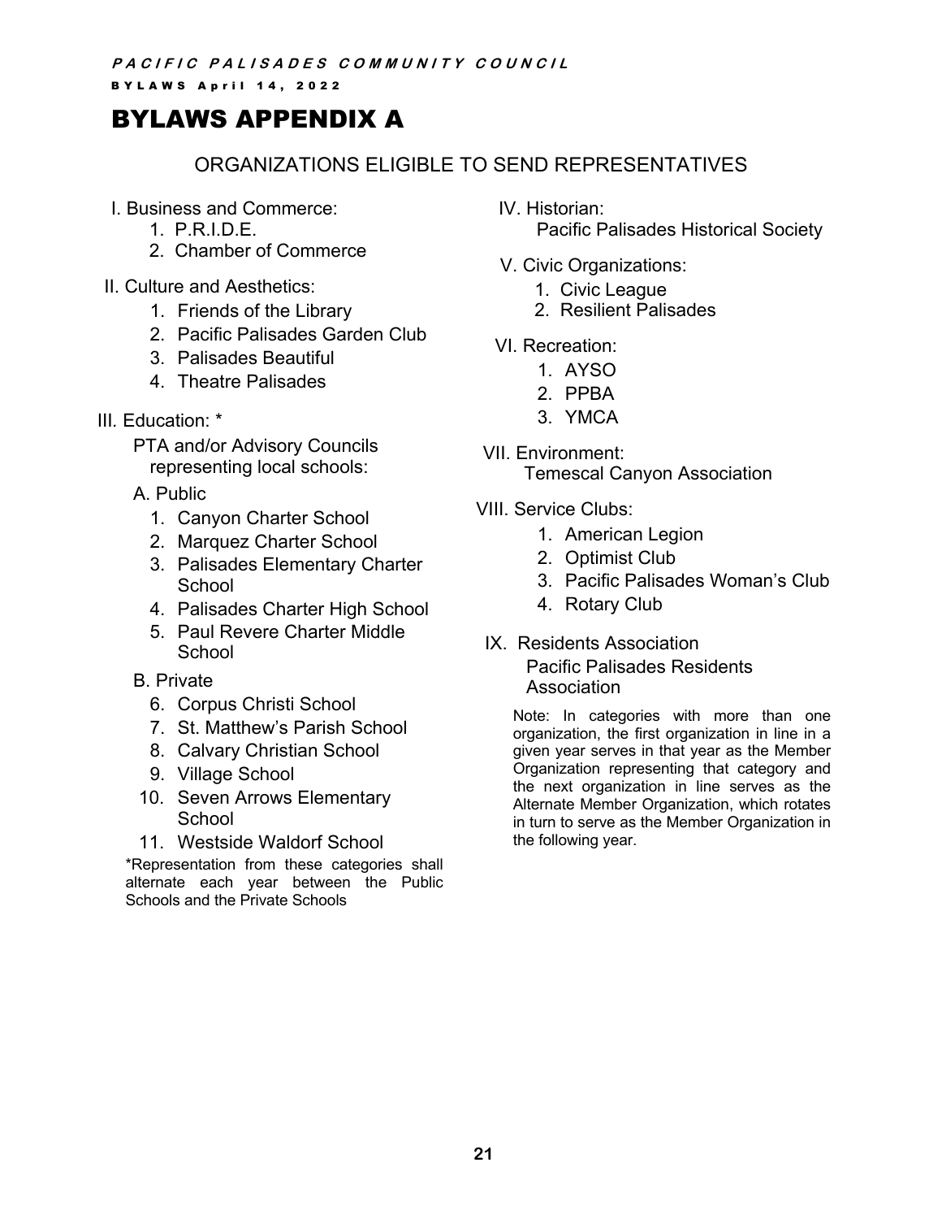# BYLAWS APPENDIX A

## ORGANIZATIONS ELIGIBLE TO SEND REPRESENTATIVES

I. Business and Commerce:

1. P.R.I.D.E.
2. Chamber of Commerce

II. Culture and Aesthetics:

1. Friends of the Library
2. Pacific Palisades Garden Club
3. Palisades Beautiful
4. Theatre Palisades

III. Education: *

PTA and/or Advisory Councils representing local schools:

A. Public

1. Canyon Charter School
2. Marquez Charter School
3. Palisades Elementary Charter School
4. Palisades Charter High School
5. Paul Revere Charter Middle School

B. Private

6. Corpus Christi School
7. St. Matthew's Parish School
8. Calvary Christian School
9. Village School
10. Seven Arrows Elementary School
11. Westside Waldorf School

*Representation from these categories shall alternate each year between the Public Schools and the Private Schools

IV. Historian:

Pacific Palisades Historical Society

V. Civic Organizations:

1. Civic League
2. Resilient Palisades

VI. Recreation:

1. AYSO
2. PPBA
3. YMCA

VII. Environment:

Temescal Canyon Association

VIII. Service Clubs:

1. American Legion
2. Optimist Club
3. Pacific Palisades Woman's Club
4. Rotary Club

IX. Residents Association

Pacific Palisades Residents Association

Note: In categories with more than one organization, the first organization in line in a given year serves in that year as the Member Organization representing that category and the next organization in line serves as the Alternate Member Organization, which rotates in turn to serve as the Member Organization in the following year.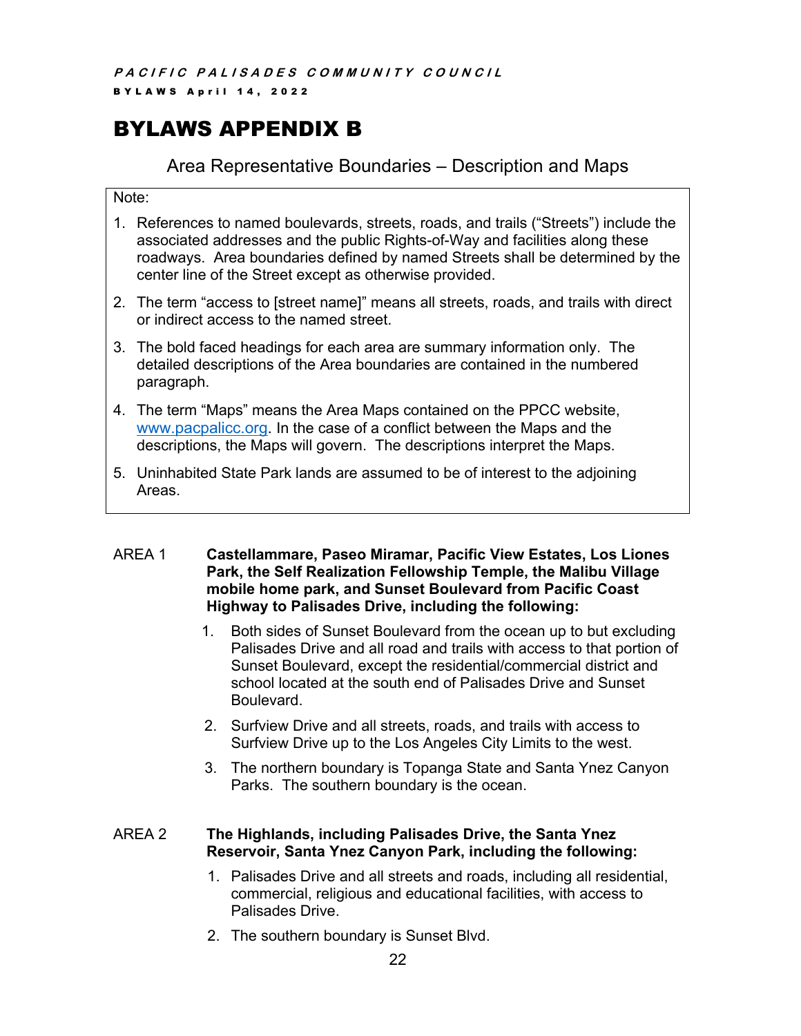# BYLAWS APPENDIX B

## Area Representative Boundaries – Description and Maps

Note:

1. References to named boulevards, streets, roads, and trails ("Streets") include the associated addresses and the public Rights-of-Way and facilities along these roadways. Area boundaries defined by named Streets shall be determined by the center line of the Street except as otherwise provided.
2. The term "access to [street name]" means all streets, roads, and trails with direct or indirect access to the named street.
3. The bold faced headings for each area are summary information only. The detailed descriptions of the Area boundaries are contained in the numbered paragraph.
4. The term "Maps" means the Area Maps contained on the PPCC website, www.pacpalicc.org. In the case of a conflict between the Maps and the descriptions, the Maps will govern. The descriptions interpret the Maps.
5. Uninhabited State Park lands are assumed to be of interest to the adjoining Areas.

AREA 1 **Castellammare, Paseo Miramar, Pacific View Estates, Los Liones Park, the Self Realization Fellowship Temple, the Malibu Village mobile home park, and Sunset Boulevard from Pacific Coast Highway to Palisades Drive, including the following:**

1. Both sides of Sunset Boulevard from the ocean up to but excluding Palisades Drive and all road and trails with access to that portion of Sunset Boulevard, except the residential/commercial district and school located at the south end of Palisades Drive and Sunset Boulevard.
2. Surfview Drive and all streets, roads, and trails with access to Surfview Drive up to the Los Angeles City Limits to the west.
3. The northern boundary is Topanga State and Santa Ynez Canyon Parks. The southern boundary is the ocean.

AREA 2 **The Highlands, including Palisades Drive, the Santa Ynez Reservoir, Santa Ynez Canyon Park, including the following:**

1. Palisades Drive and all streets and roads, including all residential, commercial, religious and educational facilities, with access to Palisades Drive.
2. The southern boundary is Sunset Blvd.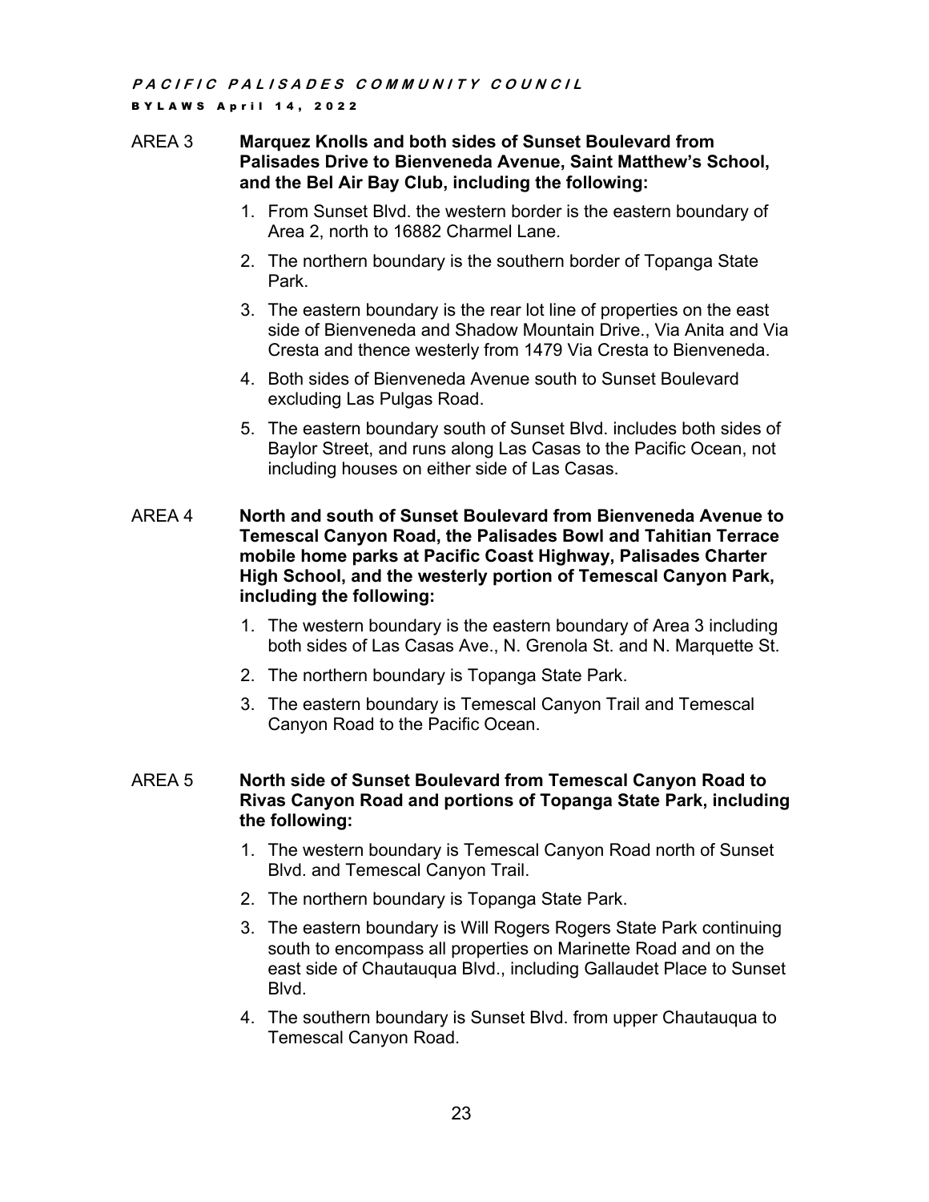AREA 3 **Marquez Knolls and both sides of Sunset Boulevard from Palisades Drive to Bienveneda Avenue, Saint Matthew's School, and the Bel Air Bay Club, including the following:**

1. From Sunset Blvd. the western border is the eastern boundary of Area 2, north to 16882 Charmel Lane.
2. The northern boundary is the southern border of Topanga State Park.
3. The eastern boundary is the rear lot line of properties on the east side of Bienveneda and Shadow Mountain Drive., Via Anita and Via Cresta and thence westerly from 1479 Via Cresta to Bienveneda.
4. Both sides of Bienveneda Avenue south to Sunset Boulevard excluding Las Pulgas Road.
5. The eastern boundary south of Sunset Blvd. includes both sides of Baylor Street, and runs along Las Casas to the Pacific Ocean, not including houses on either side of Las Casas.

AREA 4 **North and south of Sunset Boulevard from Bienveneda Avenue to Temescal Canyon Road, the Palisades Bowl and Tahitian Terrace mobile home parks at Pacific Coast Highway, Palisades Charter High School, and the westerly portion of Temescal Canyon Park, including the following:**

1. The western boundary is the eastern boundary of Area 3 including both sides of Las Casas Ave., N. Grenola St. and N. Marquette St.
2. The northern boundary is Topanga State Park.
3. The eastern boundary is Temescal Canyon Trail and Temescal Canyon Road to the Pacific Ocean.

AREA 5 **North side of Sunset Boulevard from Temescal Canyon Road to Rivas Canyon Road and portions of Topanga State Park, including the following:**

1. The western boundary is Temescal Canyon Road north of Sunset Blvd. and Temescal Canyon Trail.
2. The northern boundary is Topanga State Park.
3. The eastern boundary is Will Rogers Rogers State Park continuing south to encompass all properties on Marinette Road and on the east side of Chautauqua Blvd., including Gallaudet Place to Sunset Blvd.
4. The southern boundary is Sunset Blvd. from upper Chautauqua to Temescal Canyon Road.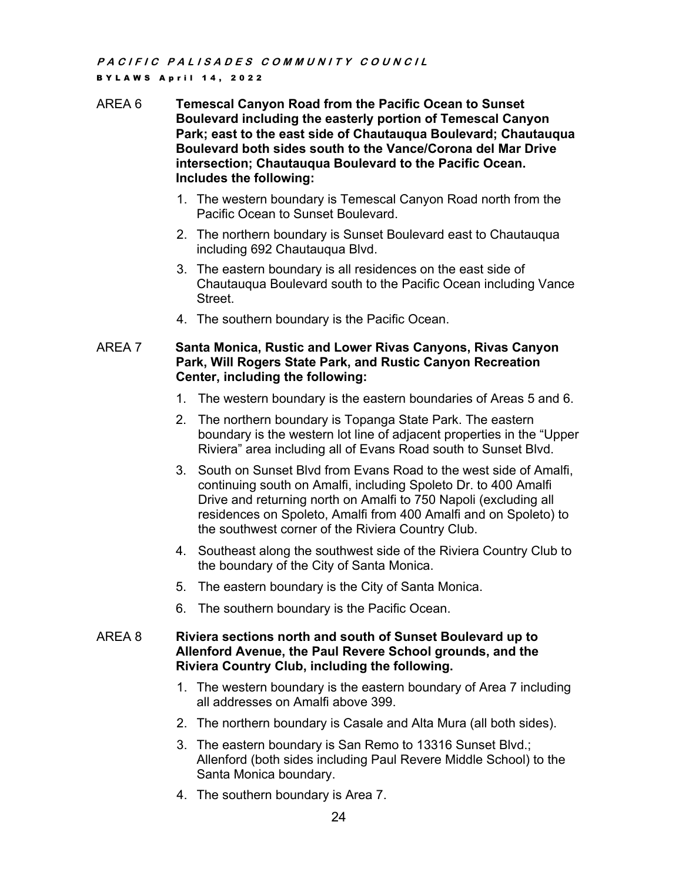AREA 6 **Temescal Canyon Road from the Pacific Ocean to Sunset Boulevard including the easterly portion of Temescal Canyon Park; east to the east side of Chautauqua Boulevard; Chautauqua Boulevard both sides south to the Vance/Corona del Mar Drive intersection; Chautauqua Boulevard to the Pacific Ocean. Includes the following:**

1. The western boundary is Temescal Canyon Road north from the Pacific Ocean to Sunset Boulevard.
2. The northern boundary is Sunset Boulevard east to Chautauqua including 692 Chautauqua Blvd.
3. The eastern boundary is all residences on the east side of Chautauqua Boulevard south to the Pacific Ocean including Vance Street.
4. The southern boundary is the Pacific Ocean.

AREA 7 **Santa Monica, Rustic and Lower Rivas Canyons, Rivas Canyon Park, Will Rogers State Park, and Rustic Canyon Recreation Center, including the following:**

1. The western boundary is the eastern boundaries of Areas 5 and 6.
2. The northern boundary is Topanga State Park. The eastern boundary is the western lot line of adjacent properties in the "Upper Riviera" area including all of Evans Road south to Sunset Blvd.
3. South on Sunset Blvd from Evans Road to the west side of Amalfi, continuing south on Amalfi, including Spoleto Dr. to 400 Amalfi Drive and returning north on Amalfi to 750 Napoli (excluding all residences on Spoleto, Amalfi from 400 Amalfi and on Spoleto) to the southwest corner of the Riviera Country Club.
4. Southeast along the southwest side of the Riviera Country Club to the boundary of the City of Santa Monica.
5. The eastern boundary is the City of Santa Monica.
6. The southern boundary is the Pacific Ocean.

AREA 8 **Riviera sections north and south of Sunset Boulevard up to Allenford Avenue, the Paul Revere School grounds, and the Riviera Country Club, including the following.**

1. The western boundary is the eastern boundary of Area 7 including all addresses on Amalfi above 399.
2. The northern boundary is Casale and Alta Mura (all both sides).
3. The eastern boundary is San Remo to 13316 Sunset Blvd.; Allenford (both sides including Paul Revere Middle School) to the Santa Monica boundary.
4. The southern boundary is Area 7.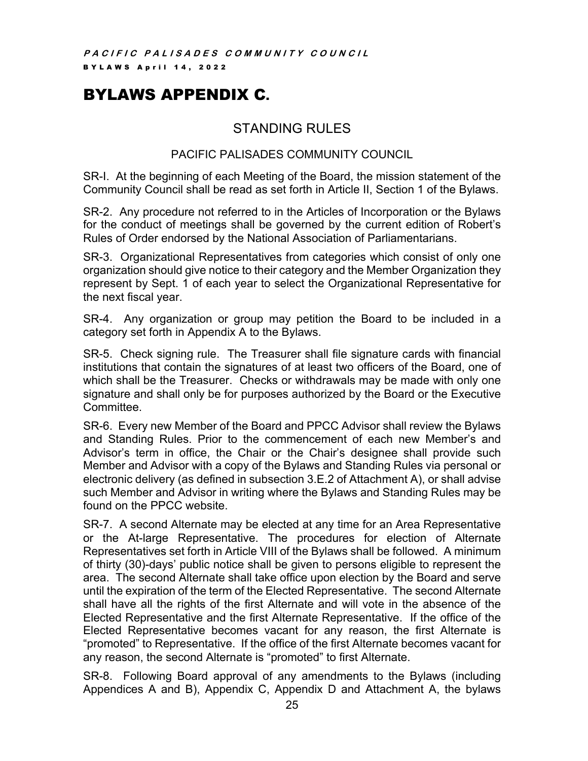# BYLAWS APPENDIX C.

## STANDING RULES

### PACIFIC PALISADES COMMUNITY COUNCIL

SR-I. At the beginning of each Meeting of the Board, the mission statement of the Community Council shall be read as set forth in Article II, Section 1 of the Bylaws.

SR-2. Any procedure not referred to in the Articles of Incorporation or the Bylaws for the conduct of meetings shall be governed by the current edition of Robert's Rules of Order endorsed by the National Association of Parliamentarians.

SR-3. Organizational Representatives from categories which consist of only one organization should give notice to their category and the Member Organization they represent by Sept. 1 of each year to select the Organizational Representative for the next fiscal year.

SR-4. Any organization or group may petition the Board to be included in a category set forth in Appendix A to the Bylaws.

SR-5. Check signing rule. The Treasurer shall file signature cards with financial institutions that contain the signatures of at least two officers of the Board, one of which shall be the Treasurer. Checks or withdrawals may be made with only one signature and shall only be for purposes authorized by the Board or the Executive Committee.

SR-6. Every new Member of the Board and PPCC Advisor shall review the Bylaws and Standing Rules. Prior to the commencement of each new Member's and Advisor's term in office, the Chair or the Chair's designee shall provide such Member and Advisor with a copy of the Bylaws and Standing Rules via personal or electronic delivery (as defined in subsection 3.E.2 of Attachment A), or shall advise such Member and Advisor in writing where the Bylaws and Standing Rules may be found on the PPCC website.

SR-7. A second Alternate may be elected at any time for an Area Representative or the At-large Representative. The procedures for election of Alternate Representatives set forth in Article VIII of the Bylaws shall be followed. A minimum of thirty (30)-days' public notice shall be given to persons eligible to represent the area. The second Alternate shall take office upon election by the Board and serve until the expiration of the term of the Elected Representative. The second Alternate shall have all the rights of the first Alternate and will vote in the absence of the Elected Representative and the first Alternate Representative. If the office of the Elected Representative becomes vacant for any reason, the first Alternate is "promoted" to Representative. If the office of the first Alternate becomes vacant for any reason, the second Alternate is "promoted" to first Alternate.

SR-8. Following Board approval of any amendments to the Bylaws (including Appendices A and B), Appendix C, Appendix D and Attachment A, the bylaws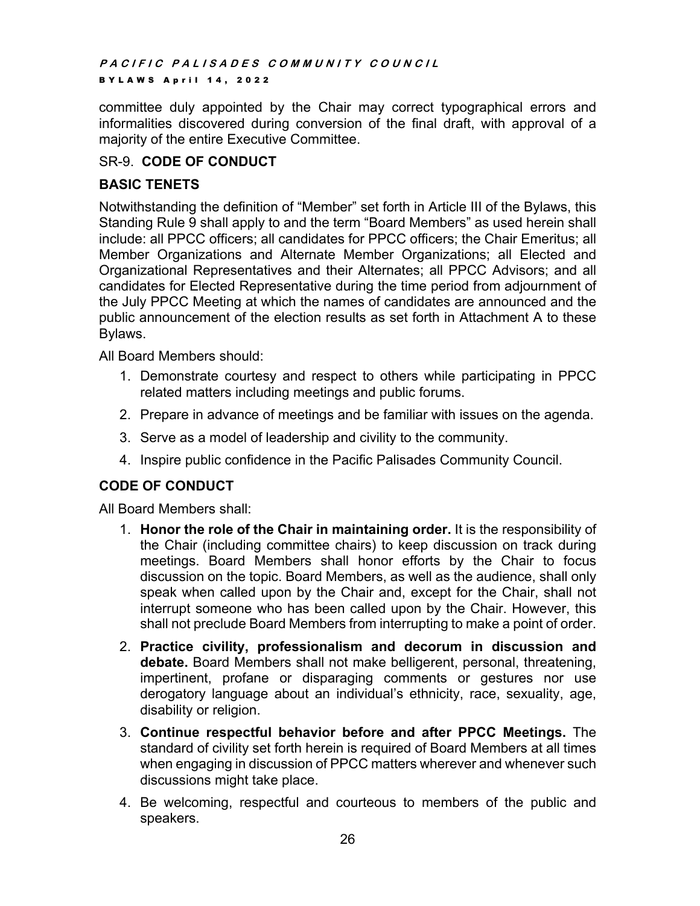committee duly appointed by the Chair may correct typographical errors and informalities discovered during conversion of the final draft, with approval of a majority of the entire Executive Committee.

SR-9. **CODE OF CONDUCT**

**BASIC TENETS**

Notwithstanding the definition of "Member" set forth in Article III of the Bylaws, this Standing Rule 9 shall apply to and the term "Board Members" as used herein shall include: all PPCC officers; all candidates for PPCC officers; the Chair Emeritus; all Member Organizations and Alternate Member Organizations; all Elected and Organizational Representatives and their Alternates; all PPCC Advisors; and all candidates for Elected Representative during the time period from adjournment of the July PPCC Meeting at which the names of candidates are announced and the public announcement of the election results as set forth in Attachment A to these Bylaws.

All Board Members should:

1. Demonstrate courtesy and respect to others while participating in PPCC related matters including meetings and public forums.
2. Prepare in advance of meetings and be familiar with issues on the agenda.
3. Serve as a model of leadership and civility to the community.
4. Inspire public confidence in the Pacific Palisades Community Council.

**CODE OF CONDUCT**

All Board Members shall:

1. **Honor the role of the Chair in maintaining order.** It is the responsibility of the Chair (including committee chairs) to keep discussion on track during meetings. Board Members shall honor efforts by the Chair to focus discussion on the topic. Board Members, as well as the audience, shall only speak when called upon by the Chair and, except for the Chair, shall not interrupt someone who has been called upon by the Chair. However, this shall not preclude Board Members from interrupting to make a point of order.
2. **Practice civility, professionalism and decorum in discussion and debate.** Board Members shall not make belligerent, personal, threatening, impertinent, profane or disparaging comments or gestures nor use derogatory language about an individual's ethnicity, race, sexuality, age, disability or religion.
3. **Continue respectful behavior before and after PPCC Meetings.** The standard of civility set forth herein is required of Board Members at all times when engaging in discussion of PPCC matters wherever and whenever such discussions might take place.
4. Be welcoming, respectful and courteous to members of the public and speakers.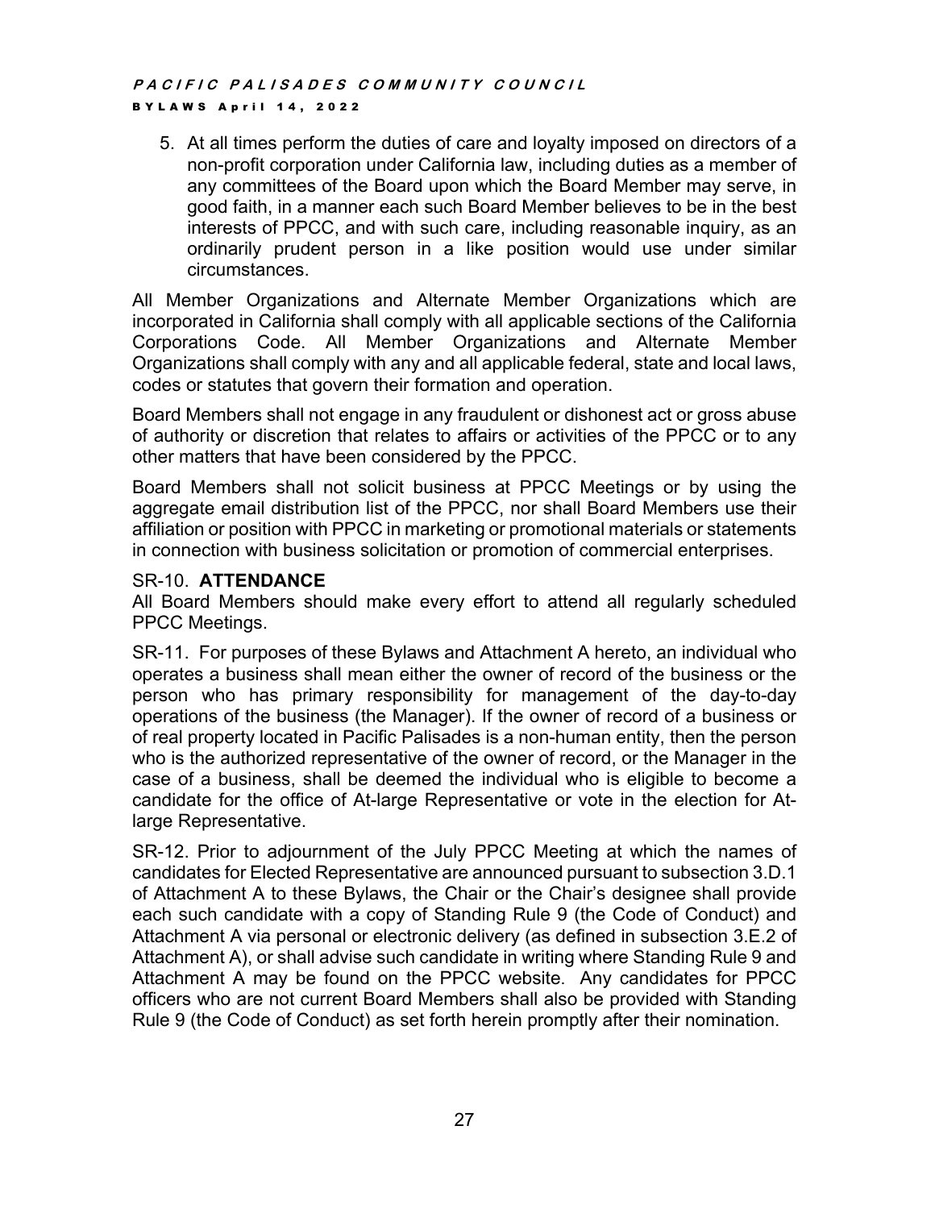5. At all times perform the duties of care and loyalty imposed on directors of a non-profit corporation under California law, including duties as a member of any committees of the Board upon which the Board Member may serve, in good faith, in a manner each such Board Member believes to be in the best interests of PPCC, and with such care, including reasonable inquiry, as an ordinarily prudent person in a like position would use under similar circumstances.

All Member Organizations and Alternate Member Organizations which are incorporated in California shall comply with all applicable sections of the California Corporations Code. All Member Organizations and Alternate Member Organizations shall comply with any and all applicable federal, state and local laws, codes or statutes that govern their formation and operation.

Board Members shall not engage in any fraudulent or dishonest act or gross abuse of authority or discretion that relates to affairs or activities of the PPCC or to any other matters that have been considered by the PPCC.

Board Members shall not solicit business at PPCC Meetings or by using the aggregate email distribution list of the PPCC, nor shall Board Members use their affiliation or position with PPCC in marketing or promotional materials or statements in connection with business solicitation or promotion of commercial enterprises.

SR-10. **ATTENDANCE**

All Board Members should make every effort to attend all regularly scheduled PPCC Meetings.

SR-11. For purposes of these Bylaws and Attachment A hereto, an individual who operates a business shall mean either the owner of record of the business or the person who has primary responsibility for management of the day-to-day operations of the business (the Manager). If the owner of record of a business or of real property located in Pacific Palisades is a non-human entity, then the person who is the authorized representative of the owner of record, or the Manager in the case of a business, shall be deemed the individual who is eligible to become a candidate for the office of At-large Representative or vote in the election for At-large Representative.

SR-12. Prior to adjournment of the July PPCC Meeting at which the names of candidates for Elected Representative are announced pursuant to subsection 3.D.1 of Attachment A to these Bylaws, the Chair or the Chair's designee shall provide each such candidate with a copy of Standing Rule 9 (the Code of Conduct) and Attachment A via personal or electronic delivery (as defined in subsection 3.E.2 of Attachment A), or shall advise such candidate in writing where Standing Rule 9 and Attachment A may be found on the PPCC website. Any candidates for PPCC officers who are not current Board Members shall also be provided with Standing Rule 9 (the Code of Conduct) as set forth herein promptly after their nomination.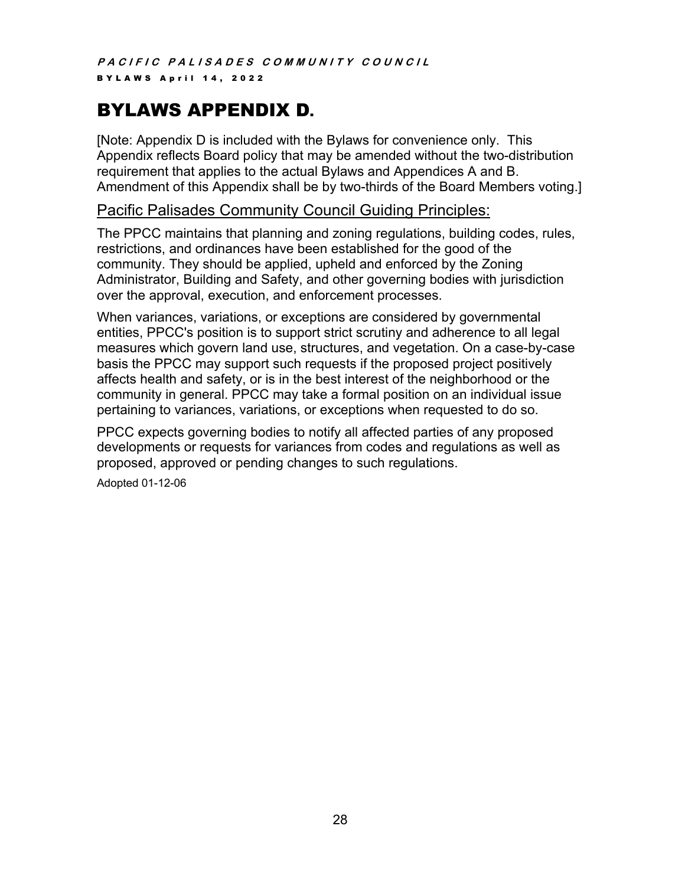# BYLAWS APPENDIX D.

[Note: Appendix D is included with the Bylaws for convenience only. This Appendix reflects Board policy that may be amended without the two-distribution requirement that applies to the actual Bylaws and Appendices A and B. Amendment of this Appendix shall be by two-thirds of the Board Members voting.]

## Pacific Palisades Community Council Guiding Principles:

The PPCC maintains that planning and zoning regulations, building codes, rules, restrictions, and ordinances have been established for the good of the community. They should be applied, upheld and enforced by the Zoning Administrator, Building and Safety, and other governing bodies with jurisdiction over the approval, execution, and enforcement processes.

When variances, variations, or exceptions are considered by governmental entities, PPCC's position is to support strict scrutiny and adherence to all legal measures which govern land use, structures, and vegetation. On a case-by-case basis the PPCC may support such requests if the proposed project positively affects health and safety, or is in the best interest of the neighborhood or the community in general. PPCC may take a formal position on an individual issue pertaining to variances, variations, or exceptions when requested to do so.

PPCC expects governing bodies to notify all affected parties of any proposed developments or requests for variances from codes and regulations as well as proposed, approved or pending changes to such regulations.

Adopted 01-12-06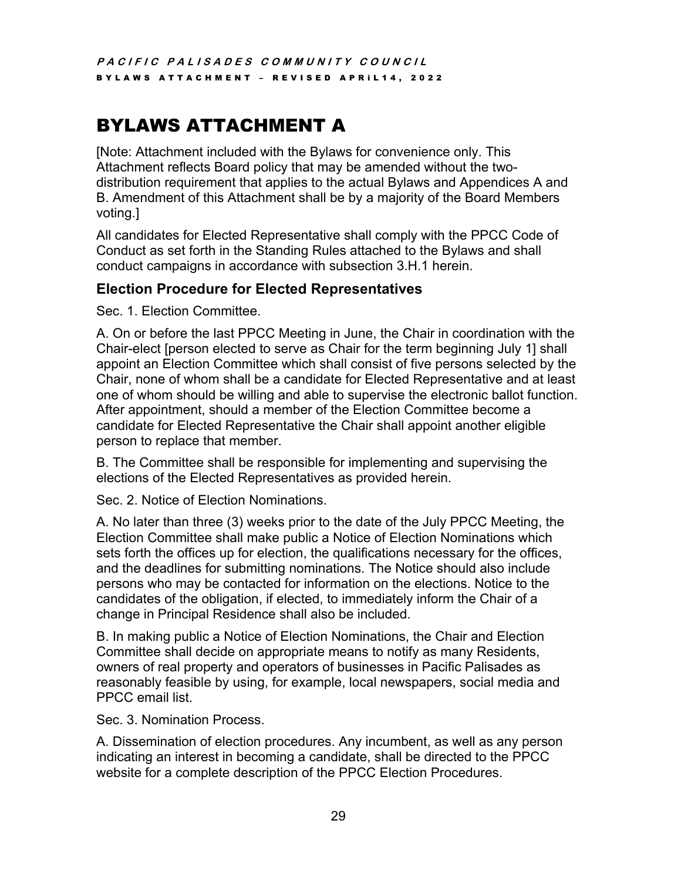# BYLAWS ATTACHMENT A

[Note: Attachment included with the Bylaws for convenience only. This Attachment reflects Board policy that may be amended without the two-distribution requirement that applies to the actual Bylaws and Appendices A and B. Amendment of this Attachment shall be by a majority of the Board Members voting.]

All candidates for Elected Representative shall comply with the PPCC Code of Conduct as set forth in the Standing Rules attached to the Bylaws and shall conduct campaigns in accordance with subsection 3.H.1 herein.

### Election Procedure for Elected Representatives

Sec. 1. Election Committee.

A. On or before the last PPCC Meeting in June, the Chair in coordination with the Chair-elect [person elected to serve as Chair for the term beginning July 1] shall appoint an Election Committee which shall consist of five persons selected by the Chair, none of whom shall be a candidate for Elected Representative and at least one of whom should be willing and able to supervise the electronic ballot function. After appointment, should a member of the Election Committee become a candidate for Elected Representative the Chair shall appoint another eligible person to replace that member.

B. The Committee shall be responsible for implementing and supervising the elections of the Elected Representatives as provided herein.

Sec. 2. Notice of Election Nominations.

A. No later than three (3) weeks prior to the date of the July PPCC Meeting, the Election Committee shall make public a Notice of Election Nominations which sets forth the offices up for election, the qualifications necessary for the offices, and the deadlines for submitting nominations. The Notice should also include persons who may be contacted for information on the elections. Notice to the candidates of the obligation, if elected, to immediately inform the Chair of a change in Principal Residence shall also be included.

B. In making public a Notice of Election Nominations, the Chair and Election Committee shall decide on appropriate means to notify as many Residents, owners of real property and operators of businesses in Pacific Palisades as reasonably feasible by using, for example, local newspapers, social media and PPCC email list.

Sec. 3. Nomination Process.

A. Dissemination of election procedures. Any incumbent, as well as any person indicating an interest in becoming a candidate, shall be directed to the PPCC website for a complete description of the PPCC Election Procedures.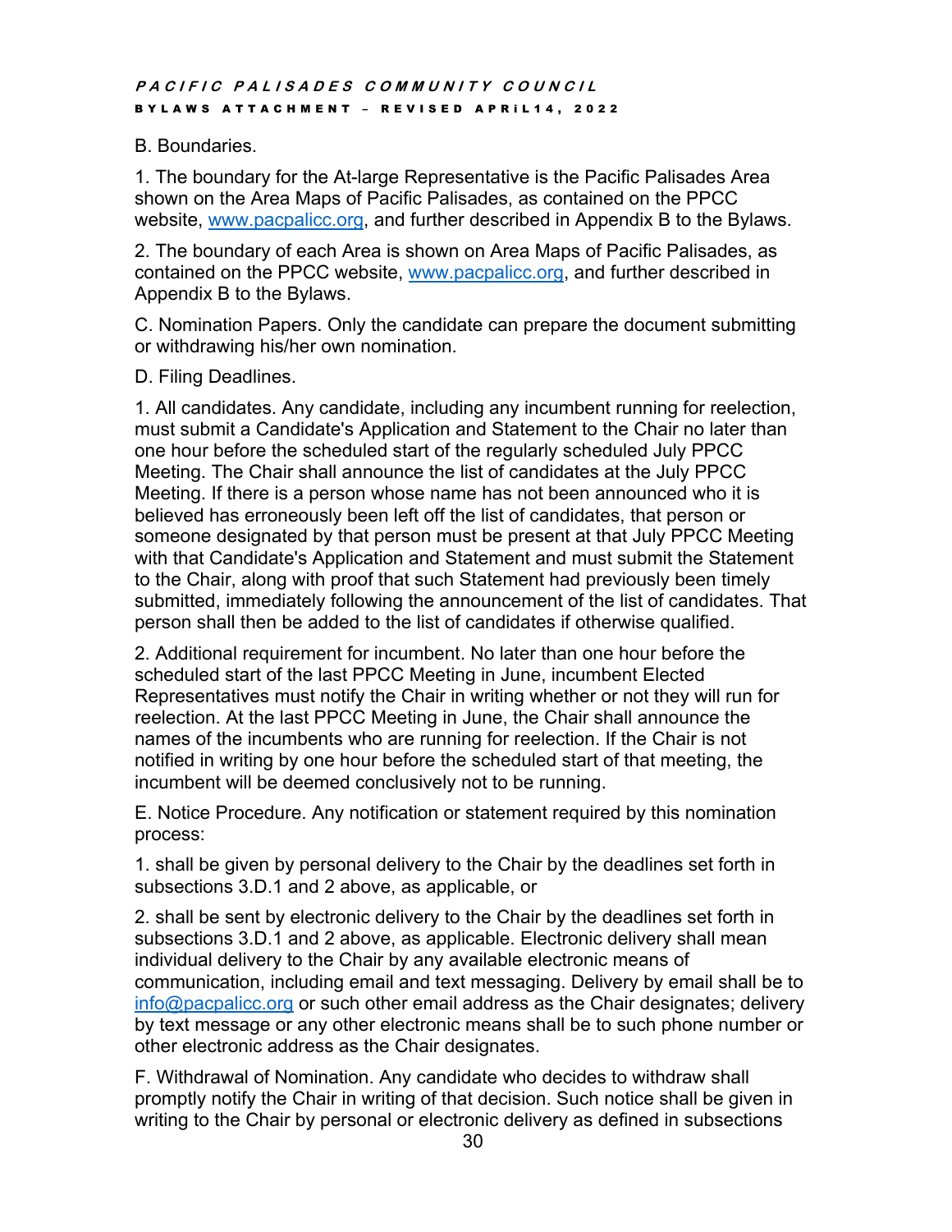B. Boundaries.

1. The boundary for the At-large Representative is the Pacific Palisades Area shown on the Area Maps of Pacific Palisades, as contained on the PPCC website, [www.pacpalicc.org](http://www.pacpalicc.org), and further described in Appendix B to the Bylaws.

2. The boundary of each Area is shown on Area Maps of Pacific Palisades, as contained on the PPCC website, [www.pacpalicc.org](http://www.pacpalicc.org), and further described in Appendix B to the Bylaws.

C. Nomination Papers. Only the candidate can prepare the document submitting or withdrawing his/her own nomination.

D. Filing Deadlines.

1. All candidates. Any candidate, including any incumbent running for reelection, must submit a Candidate's Application and Statement to the Chair no later than one hour before the scheduled start of the regularly scheduled July PPCC Meeting. The Chair shall announce the list of candidates at the July PPCC Meeting. If there is a person whose name has not been announced who it is believed has erroneously been left off the list of candidates, that person or someone designated by that person must be present at that July PPCC Meeting with that Candidate's Application and Statement and must submit the Statement to the Chair, along with proof that such Statement had previously been timely submitted, immediately following the announcement of the list of candidates. That person shall then be added to the list of candidates if otherwise qualified.

2. Additional requirement for incumbent. No later than one hour before the scheduled start of the last PPCC Meeting in June, incumbent Elected Representatives must notify the Chair in writing whether or not they will run for reelection. At the last PPCC Meeting in June, the Chair shall announce the names of the incumbents who are running for reelection. If the Chair is not notified in writing by one hour before the scheduled start of that meeting, the incumbent will be deemed conclusively not to be running.

E. Notice Procedure. Any notification or statement required by this nomination process:

1. shall be given by personal delivery to the Chair by the deadlines set forth in subsections 3.D.1 and 2 above, as applicable, or

2. shall be sent by electronic delivery to the Chair by the deadlines set forth in subsections 3.D.1 and 2 above, as applicable. Electronic delivery shall mean individual delivery to the Chair by any available electronic means of communication, including email and text messaging. Delivery by email shall be to [info@pacpalicc.org](mailto:info@pacpalicc.org) or such other email address as the Chair designates; delivery by text message or any other electronic means shall be to such phone number or other electronic address as the Chair designates.

F. Withdrawal of Nomination. Any candidate who decides to withdraw shall promptly notify the Chair in writing of that decision. Such notice shall be given in writing to the Chair by personal or electronic delivery as defined in subsections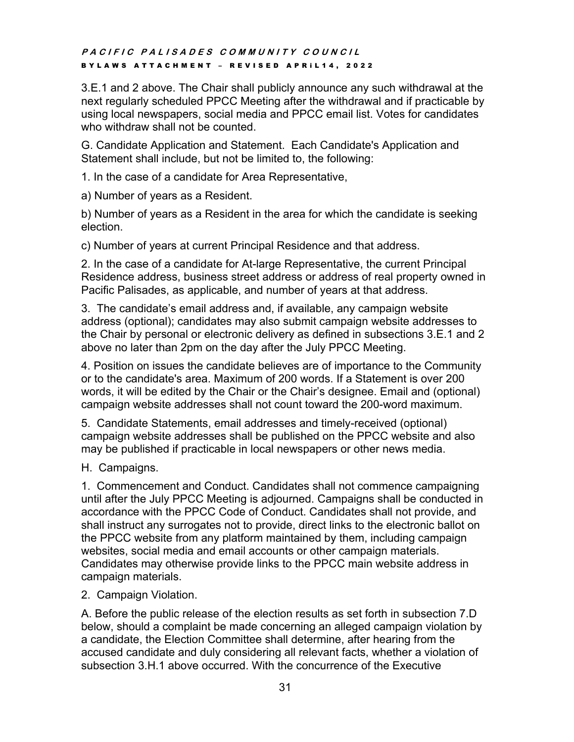3.E.1 and 2 above. The Chair shall publicly announce any such withdrawal at the next regularly scheduled PPCC Meeting after the withdrawal and if practicable by using local newspapers, social media and PPCC email list. Votes for candidates who withdraw shall not be counted.

G. Candidate Application and Statement. Each Candidate's Application and Statement shall include, but not be limited to, the following:

1. In the case of a candidate for Area Representative,

a) Number of years as a Resident.

b) Number of years as a Resident in the area for which the candidate is seeking election.

c) Number of years at current Principal Residence and that address.

2. In the case of a candidate for At-large Representative, the current Principal Residence address, business street address or address of real property owned in Pacific Palisades, as applicable, and number of years at that address.

3. The candidate's email address and, if available, any campaign website address (optional); candidates may also submit campaign website addresses to the Chair by personal or electronic delivery as defined in subsections 3.E.1 and 2 above no later than 2pm on the day after the July PPCC Meeting.

4. Position on issues the candidate believes are of importance to the Community or to the candidate's area. Maximum of 200 words. If a Statement is over 200 words, it will be edited by the Chair or the Chair's designee. Email and (optional) campaign website addresses shall not count toward the 200-word maximum.

5. Candidate Statements, email addresses and timely-received (optional) campaign website addresses shall be published on the PPCC website and also may be published if practicable in local newspapers or other news media.

H. Campaigns.

1. Commencement and Conduct. Candidates shall not commence campaigning until after the July PPCC Meeting is adjourned. Campaigns shall be conducted in accordance with the PPCC Code of Conduct. Candidates shall not provide, and shall instruct any surrogates not to provide, direct links to the electronic ballot on the PPCC website from any platform maintained by them, including campaign websites, social media and email accounts or other campaign materials. Candidates may otherwise provide links to the PPCC main website address in campaign materials.

2. Campaign Violation.

A. Before the public release of the election results as set forth in subsection 7.D below, should a complaint be made concerning an alleged campaign violation by a candidate, the Election Committee shall determine, after hearing from the accused candidate and duly considering all relevant facts, whether a violation of subsection 3.H.1 above occurred. With the concurrence of the Executive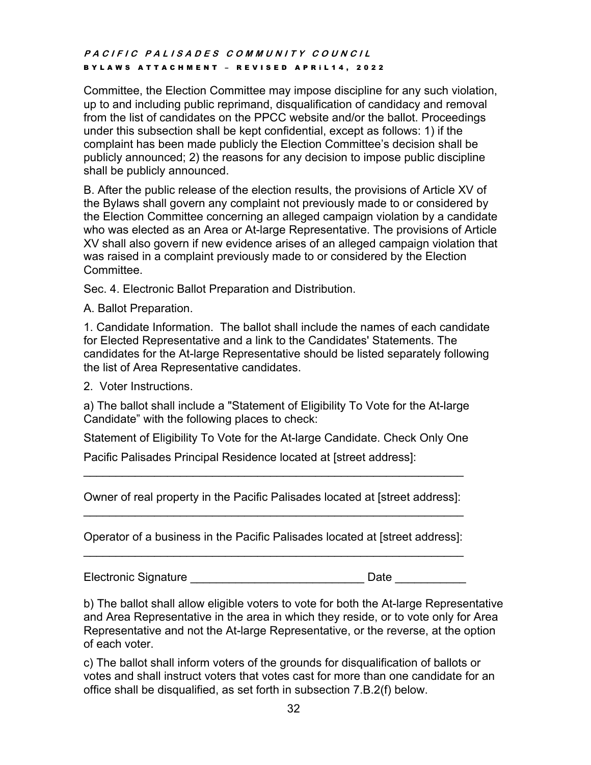Committee, the Election Committee may impose discipline for any such violation, up to and including public reprimand, disqualification of candidacy and removal from the list of candidates on the PPCC website and/or the ballot. Proceedings under this subsection shall be kept confidential, except as follows: 1) if the complaint has been made publicly the Election Committee's decision shall be publicly announced; 2) the reasons for any decision to impose public discipline shall be publicly announced.

B. After the public release of the election results, the provisions of Article XV of the Bylaws shall govern any complaint not previously made to or considered by the Election Committee concerning an alleged campaign violation by a candidate who was elected as an Area or At-large Representative. The provisions of Article XV shall also govern if new evidence arises of an alleged campaign violation that was raised in a complaint previously made to or considered by the Election Committee.

Sec. 4. Electronic Ballot Preparation and Distribution.

A. Ballot Preparation.

1. Candidate Information. The ballot shall include the names of each candidate for Elected Representative and a link to the Candidates' Statements. The candidates for the At-large Representative should be listed separately following the list of Area Representative candidates.

2. Voter Instructions.

a) The ballot shall include a "Statement of Eligibility To Vote for the At-large Candidate" with the following places to check:

Statement of Eligibility To Vote for the At-large Candidate. Check Only One

Pacific Palisades Principal Residence located at [street address]:
_______________________________________________________________

Owner of real property in the Pacific Palisades located at [street address]:
_______________________________________________________________

Operator of a business in the Pacific Palisades located at [street address]:
_______________________________________________________________

Electronic Signature ___________________________ Date ___________

b) The ballot shall allow eligible voters to vote for both the At-large Representative and Area Representative in the area in which they reside, or to vote only for Area Representative and not the At-large Representative, or the reverse, at the option of each voter.

c) The ballot shall inform voters of the grounds for disqualification of ballots or votes and shall instruct voters that votes cast for more than one candidate for an office shall be disqualified, as set forth in subsection 7.B.2(f) below.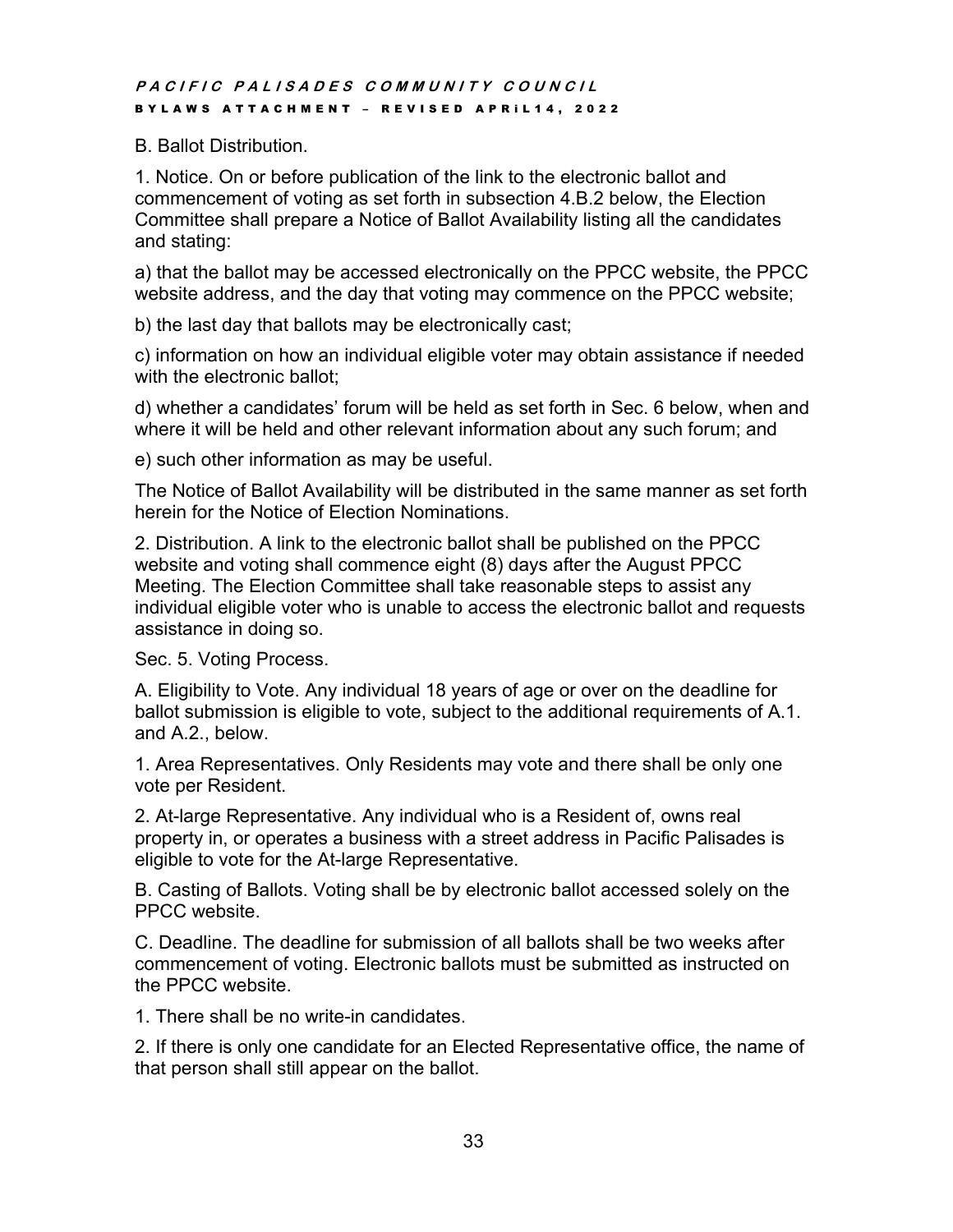B. Ballot Distribution.

1. Notice. On or before publication of the link to the electronic ballot and commencement of voting as set forth in subsection 4.B.2 below, the Election Committee shall prepare a Notice of Ballot Availability listing all the candidates and stating:

a) that the ballot may be accessed electronically on the PPCC website, the PPCC website address, and the day that voting may commence on the PPCC website;

b) the last day that ballots may be electronically cast;

c) information on how an individual eligible voter may obtain assistance if needed with the electronic ballot;

d) whether a candidates' forum will be held as set forth in Sec. 6 below, when and where it will be held and other relevant information about any such forum; and

e) such other information as may be useful.

The Notice of Ballot Availability will be distributed in the same manner as set forth herein for the Notice of Election Nominations.

2. Distribution. A link to the electronic ballot shall be published on the PPCC website and voting shall commence eight (8) days after the August PPCC Meeting. The Election Committee shall take reasonable steps to assist any individual eligible voter who is unable to access the electronic ballot and requests assistance in doing so.

Sec. 5. Voting Process.

A. Eligibility to Vote. Any individual 18 years of age or over on the deadline for ballot submission is eligible to vote, subject to the additional requirements of A.1. and A.2., below.

1. Area Representatives. Only Residents may vote and there shall be only one vote per Resident.

2. At-large Representative. Any individual who is a Resident of, owns real property in, or operates a business with a street address in Pacific Palisades is eligible to vote for the At-large Representative.

B. Casting of Ballots. Voting shall be by electronic ballot accessed solely on the PPCC website.

C. Deadline. The deadline for submission of all ballots shall be two weeks after commencement of voting. Electronic ballots must be submitted as instructed on the PPCC website.

1. There shall be no write-in candidates.

2. If there is only one candidate for an Elected Representative office, the name of that person shall still appear on the ballot.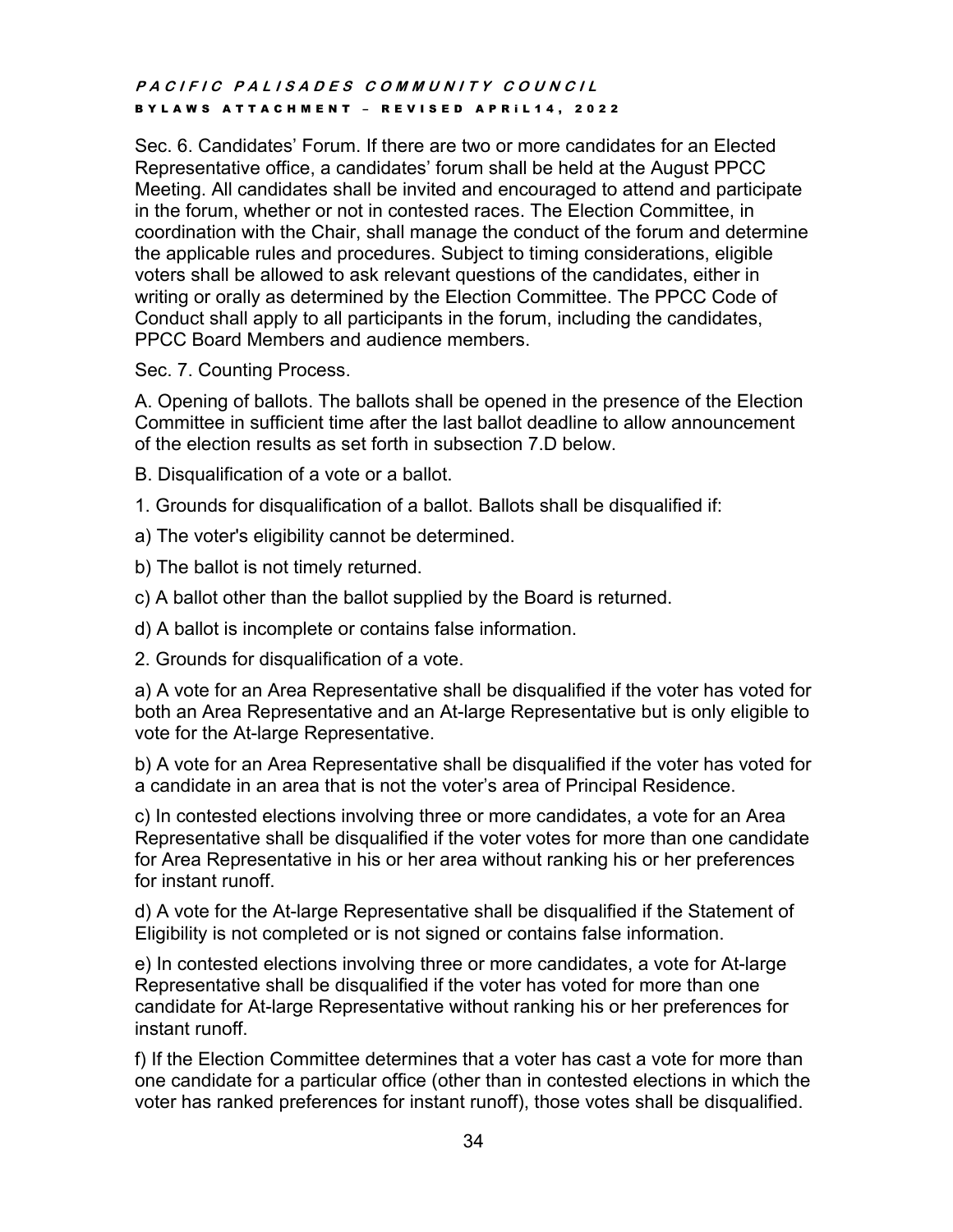Sec. 6. Candidates' Forum. If there are two or more candidates for an Elected Representative office, a candidates' forum shall be held at the August PPCC Meeting. All candidates shall be invited and encouraged to attend and participate in the forum, whether or not in contested races. The Election Committee, in coordination with the Chair, shall manage the conduct of the forum and determine the applicable rules and procedures. Subject to timing considerations, eligible voters shall be allowed to ask relevant questions of the candidates, either in writing or orally as determined by the Election Committee. The PPCC Code of Conduct shall apply to all participants in the forum, including the candidates, PPCC Board Members and audience members.

Sec. 7. Counting Process.

A. Opening of ballots. The ballots shall be opened in the presence of the Election Committee in sufficient time after the last ballot deadline to allow announcement of the election results as set forth in subsection 7.D below.

B. Disqualification of a vote or a ballot.

1. Grounds for disqualification of a ballot. Ballots shall be disqualified if:

a) The voter's eligibility cannot be determined.

b) The ballot is not timely returned.

c) A ballot other than the ballot supplied by the Board is returned.

d) A ballot is incomplete or contains false information.

2. Grounds for disqualification of a vote.

a) A vote for an Area Representative shall be disqualified if the voter has voted for both an Area Representative and an At-large Representative but is only eligible to vote for the At-large Representative.

b) A vote for an Area Representative shall be disqualified if the voter has voted for a candidate in an area that is not the voter's area of Principal Residence.

c) In contested elections involving three or more candidates, a vote for an Area Representative shall be disqualified if the voter votes for more than one candidate for Area Representative in his or her area without ranking his or her preferences for instant runoff.

d) A vote for the At-large Representative shall be disqualified if the Statement of Eligibility is not completed or is not signed or contains false information.

e) In contested elections involving three or more candidates, a vote for At-large Representative shall be disqualified if the voter has voted for more than one candidate for At-large Representative without ranking his or her preferences for instant runoff.

f) If the Election Committee determines that a voter has cast a vote for more than one candidate for a particular office (other than in contested elections in which the voter has ranked preferences for instant runoff), those votes shall be disqualified.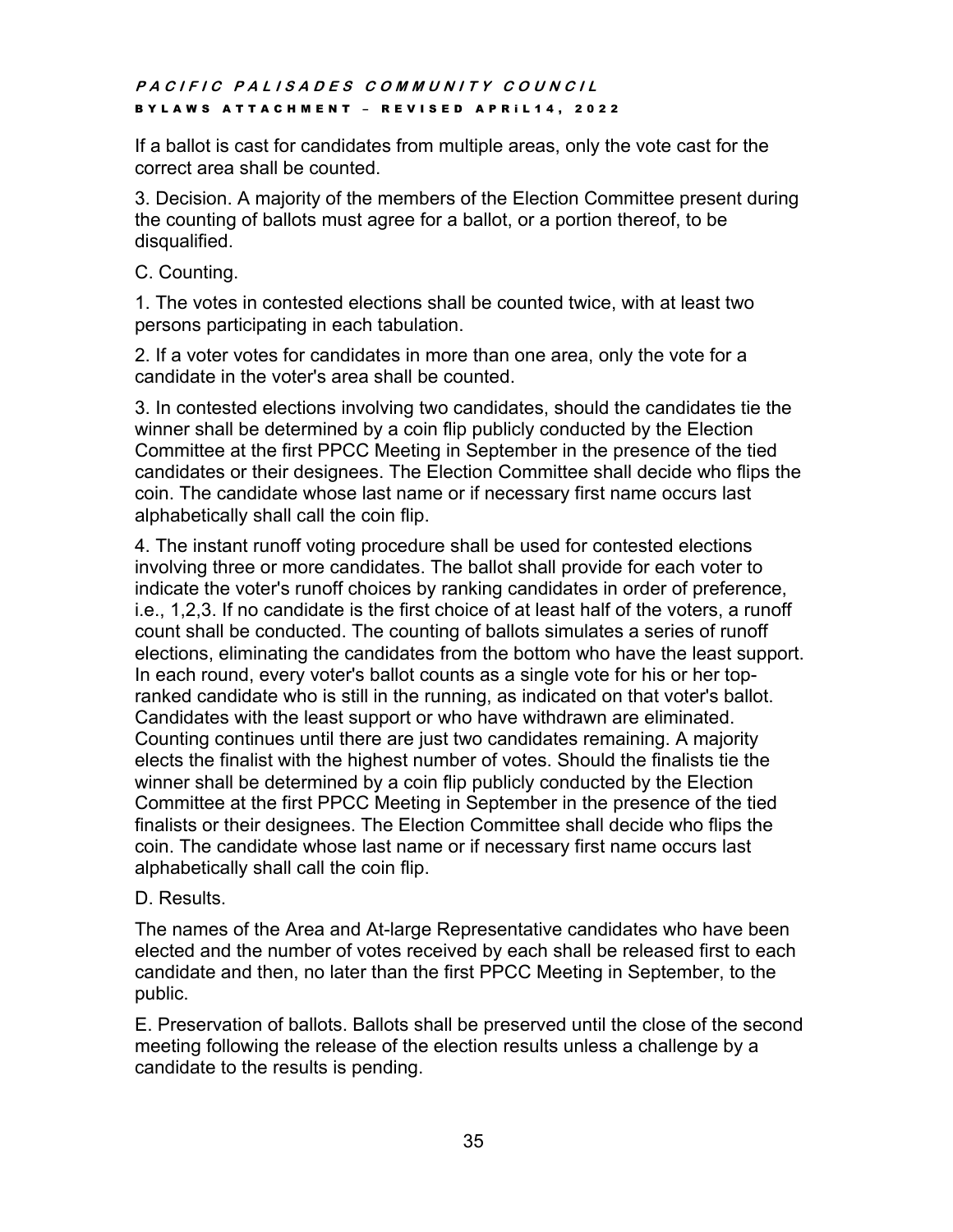If a ballot is cast for candidates from multiple areas, only the vote cast for the correct area shall be counted.

3. Decision. A majority of the members of the Election Committee present during the counting of ballots must agree for a ballot, or a portion thereof, to be disqualified.

C. Counting.

1. The votes in contested elections shall be counted twice, with at least two persons participating in each tabulation.

2. If a voter votes for candidates in more than one area, only the vote for a candidate in the voter's area shall be counted.

3. In contested elections involving two candidates, should the candidates tie the winner shall be determined by a coin flip publicly conducted by the Election Committee at the first PPCC Meeting in September in the presence of the tied candidates or their designees. The Election Committee shall decide who flips the coin. The candidate whose last name or if necessary first name occurs last alphabetically shall call the coin flip.

4. The instant runoff voting procedure shall be used for contested elections involving three or more candidates. The ballot shall provide for each voter to indicate the voter's runoff choices by ranking candidates in order of preference, i.e., 1,2,3. If no candidate is the first choice of at least half of the voters, a runoff count shall be conducted. The counting of ballots simulates a series of runoff elections, eliminating the candidates from the bottom who have the least support. In each round, every voter's ballot counts as a single vote for his or her top-ranked candidate who is still in the running, as indicated on that voter's ballot. Candidates with the least support or who have withdrawn are eliminated. Counting continues until there are just two candidates remaining. A majority elects the finalist with the highest number of votes. Should the finalists tie the winner shall be determined by a coin flip publicly conducted by the Election Committee at the first PPCC Meeting in September in the presence of the tied finalists or their designees. The Election Committee shall decide who flips the coin. The candidate whose last name or if necessary first name occurs last alphabetically shall call the coin flip.

D. Results.

The names of the Area and At-large Representative candidates who have been elected and the number of votes received by each shall be released first to each candidate and then, no later than the first PPCC Meeting in September, to the public.

E. Preservation of ballots. Ballots shall be preserved until the close of the second meeting following the release of the election results unless a challenge by a candidate to the results is pending.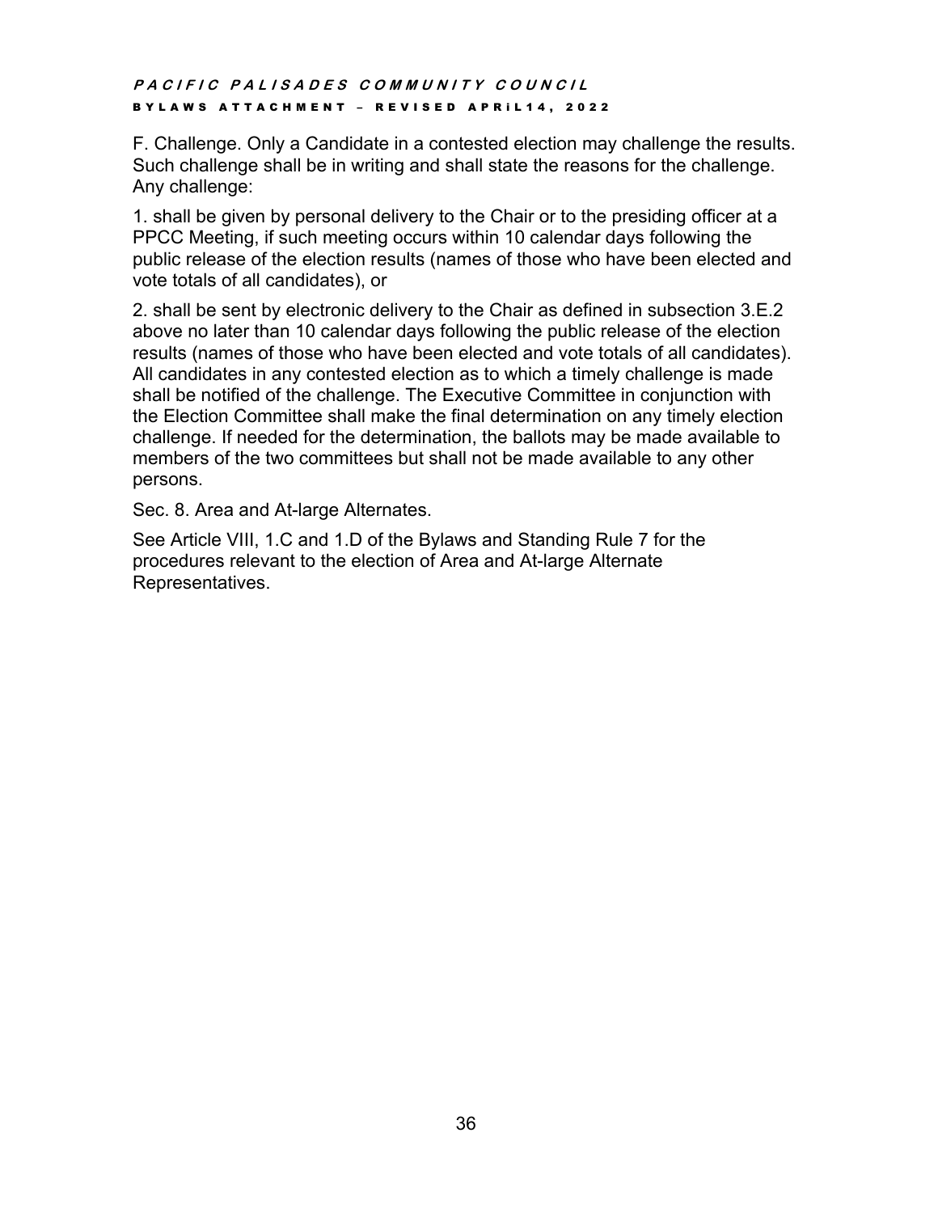F. Challenge. Only a Candidate in a contested election may challenge the results. Such challenge shall be in writing and shall state the reasons for the challenge. Any challenge:

1. shall be given by personal delivery to the Chair or to the presiding officer at a PPCC Meeting, if such meeting occurs within 10 calendar days following the public release of the election results (names of those who have been elected and vote totals of all candidates), or

2. shall be sent by electronic delivery to the Chair as defined in subsection 3.E.2 above no later than 10 calendar days following the public release of the election results (names of those who have been elected and vote totals of all candidates). All candidates in any contested election as to which a timely challenge is made shall be notified of the challenge. The Executive Committee in conjunction with the Election Committee shall make the final determination on any timely election challenge. If needed for the determination, the ballots may be made available to members of the two committees but shall not be made available to any other persons.

Sec. 8. Area and At-large Alternates.

See Article VIII, 1.C and 1.D of the Bylaws and Standing Rule 7 for the procedures relevant to the election of Area and At-large Alternate Representatives.